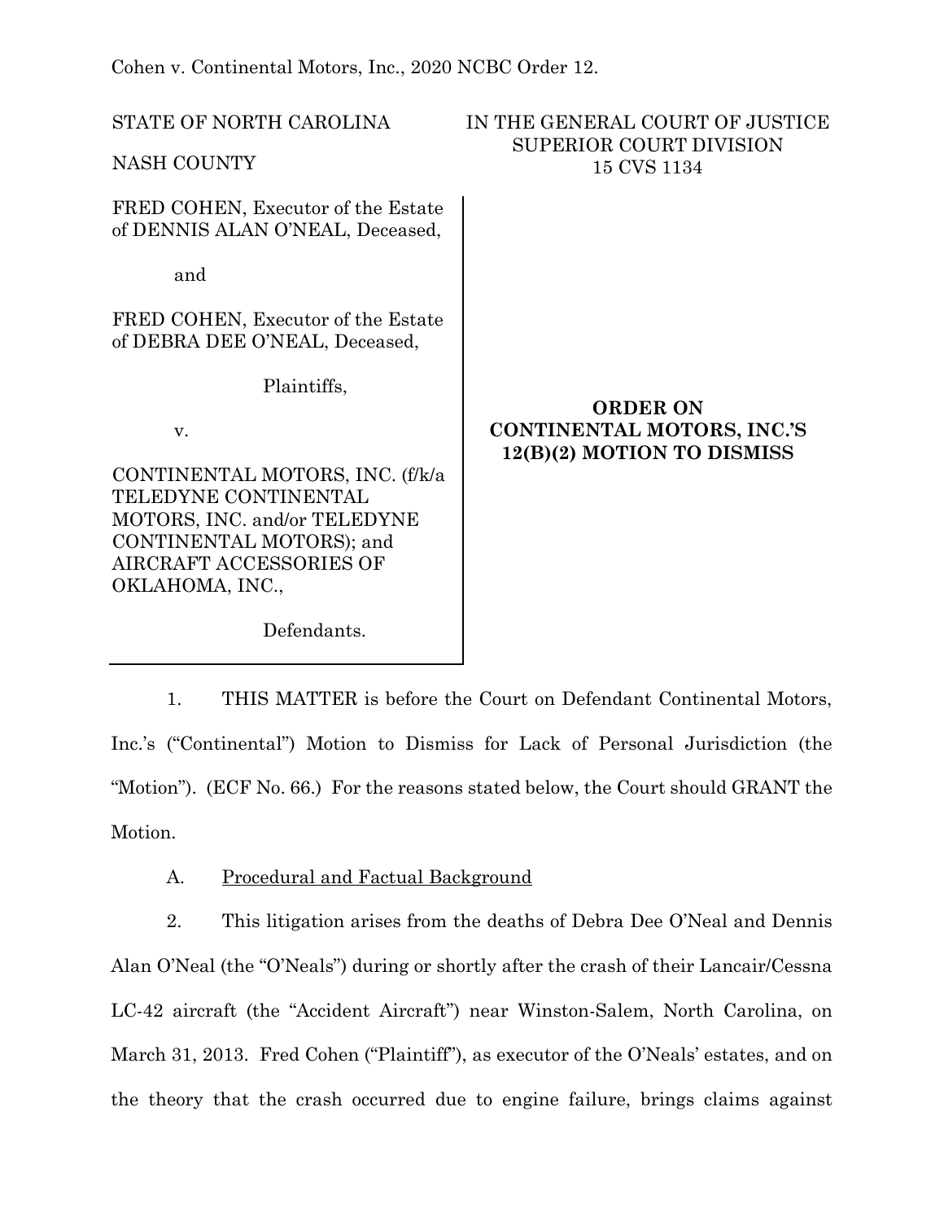Cohen v. Continental Motors, Inc., 2020 NCBC Order 12.

STATE OF NORTH CAROLINA

NASH COUNTY

IN THE GENERAL COURT OF JUSTICE
SUPERIOR COURT DIVISION
15 CVS 1134

FRED COHEN, Executor of the Estate of DENNIS ALAN O'NEAL, Deceased,

and

FRED COHEN, Executor of the Estate of DEBRA DEE O'NEAL, Deceased,

Plaintiffs,

v.

CONTINENTAL MOTORS, INC. (f/k/a TELEDYNE CONTINENTAL MOTORS, INC. and/or TELEDYNE CONTINENTAL MOTORS); and AIRCRAFT ACCESSORIES OF OKLAHOMA, INC.,

Defendants.

**ORDER ON CONTINENTAL MOTORS, INC.'S 12(B)(2) MOTION TO DISMISS**

1. THIS MATTER is before the Court on Defendant Continental Motors, Inc.'s ("Continental") Motion to Dismiss for Lack of Personal Jurisdiction (the "Motion"). (ECF No. 66.) For the reasons stated below, the Court should GRANT the Motion.

A. Procedural and Factual Background

2. This litigation arises from the deaths of Debra Dee O'Neal and Dennis Alan O'Neal (the "O'Neals") during or shortly after the crash of their Lancair/Cessna LC-42 aircraft (the "Accident Aircraft") near Winston-Salem, North Carolina, on March 31, 2013. Fred Cohen ("Plaintiff"), as executor of the O'Neals' estates, and on the theory that the crash occurred due to engine failure, brings claims against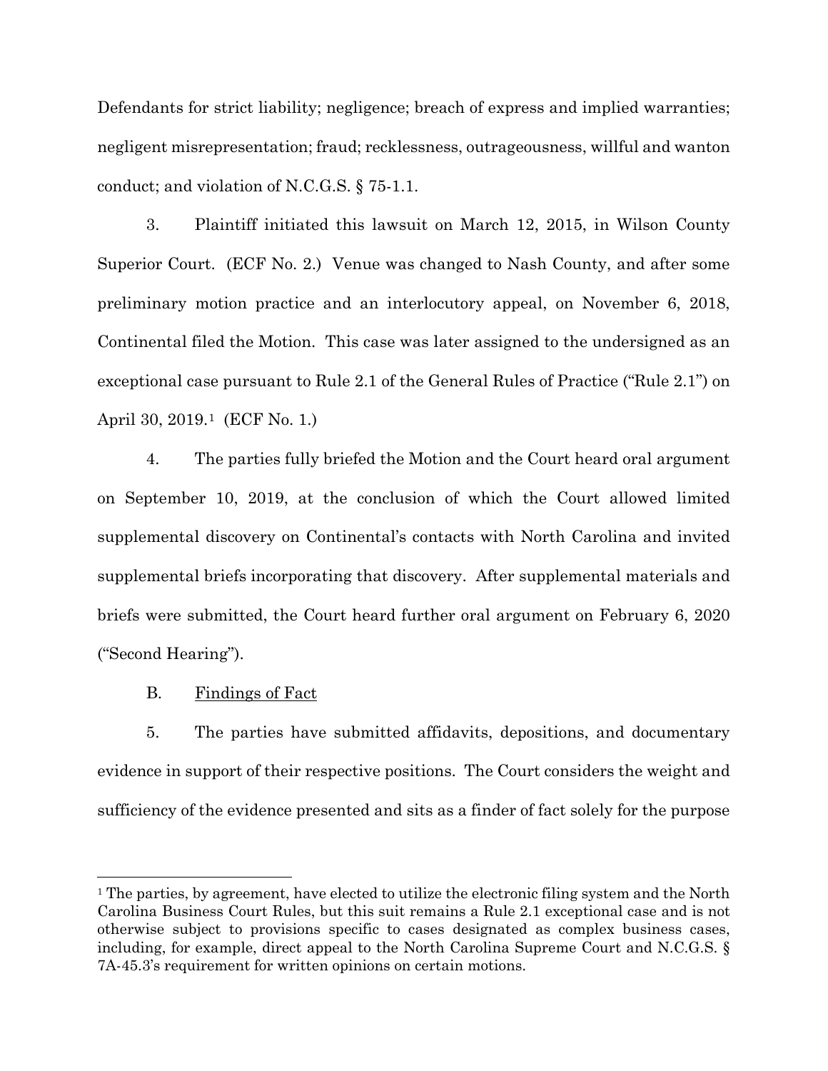Defendants for strict liability; negligence; breach of express and implied warranties; negligent misrepresentation; fraud; recklessness, outrageousness, willful and wanton conduct; and violation of N.C.G.S. § 75-1.1.

3. Plaintiff initiated this lawsuit on March 12, 2015, in Wilson County Superior Court. (ECF No. 2.) Venue was changed to Nash County, and after some preliminary motion practice and an interlocutory appeal, on November 6, 2018, Continental filed the Motion. This case was later assigned to the undersigned as an exceptional case pursuant to Rule 2.1 of the General Rules of Practice ("Rule 2.1") on April 30, 2019.[1] (ECF No. 1.)

4. The parties fully briefed the Motion and the Court heard oral argument on September 10, 2019, at the conclusion of which the Court allowed limited supplemental discovery on Continental's contacts with North Carolina and invited supplemental briefs incorporating that discovery. After supplemental materials and briefs were submitted, the Court heard further oral argument on February 6, 2020 ("Second Hearing").

B. <u>Findings of Fact</u>

5. The parties have submitted affidavits, depositions, and documentary evidence in support of their respective positions. The Court considers the weight and sufficiency of the evidence presented and sits as a finder of fact solely for the purpose

---

[1] The parties, by agreement, have elected to utilize the electronic filing system and the North Carolina Business Court Rules, but this suit remains a Rule 2.1 exceptional case and is not otherwise subject to provisions specific to cases designated as complex business cases, including, for example, direct appeal to the North Carolina Supreme Court and N.C.G.S. § 7A-45.3's requirement for written opinions on certain motions.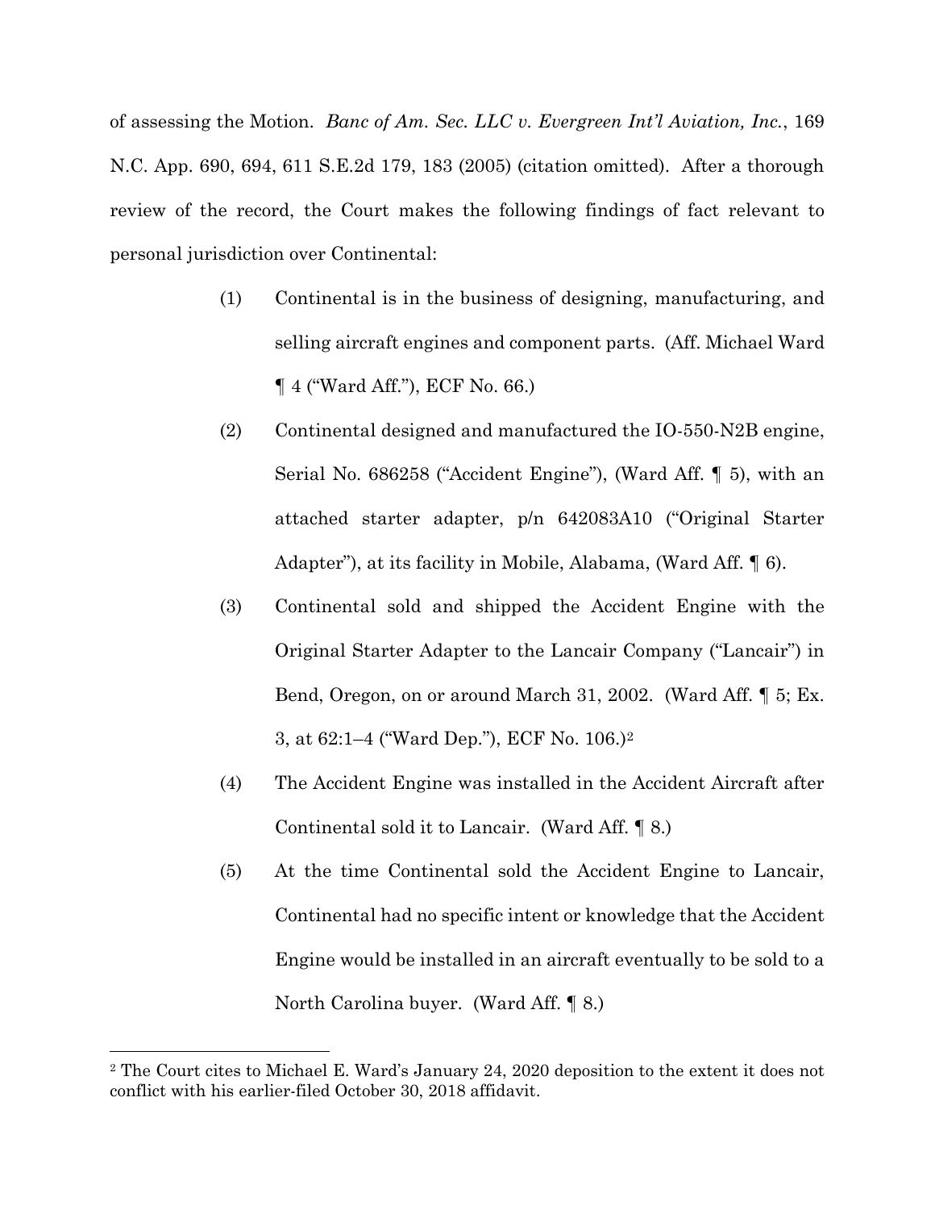of assessing the Motion. *Banc of Am. Sec. LLC v. Evergreen Int'l Aviation, Inc.*, 169 N.C. App. 690, 694, 611 S.E.2d 179, 183 (2005) (citation omitted). After a thorough review of the record, the Court makes the following findings of fact relevant to personal jurisdiction over Continental:

(1) Continental is in the business of designing, manufacturing, and selling aircraft engines and component parts. (Aff. Michael Ward ¶ 4 ("Ward Aff."), ECF No. 66.)

(2) Continental designed and manufactured the IO-550-N2B engine, Serial No. 686258 ("Accident Engine"), (Ward Aff. ¶ 5), with an attached starter adapter, p/n 642083A10 ("Original Starter Adapter"), at its facility in Mobile, Alabama, (Ward Aff. ¶ 6).

(3) Continental sold and shipped the Accident Engine with the Original Starter Adapter to the Lancair Company ("Lancair") in Bend, Oregon, on or around March 31, 2002. (Ward Aff. ¶ 5; Ex. 3, at 62:1–4 ("Ward Dep."), ECF No. 106.)[2]

(4) The Accident Engine was installed in the Accident Aircraft after Continental sold it to Lancair. (Ward Aff. ¶ 8.)

(5) At the time Continental sold the Accident Engine to Lancair, Continental had no specific intent or knowledge that the Accident Engine would be installed in an aircraft eventually to be sold to a North Carolina buyer. (Ward Aff. ¶ 8.)

---

[2] The Court cites to Michael E. Ward's January 24, 2020 deposition to the extent it does not conflict with his earlier-filed October 30, 2018 affidavit.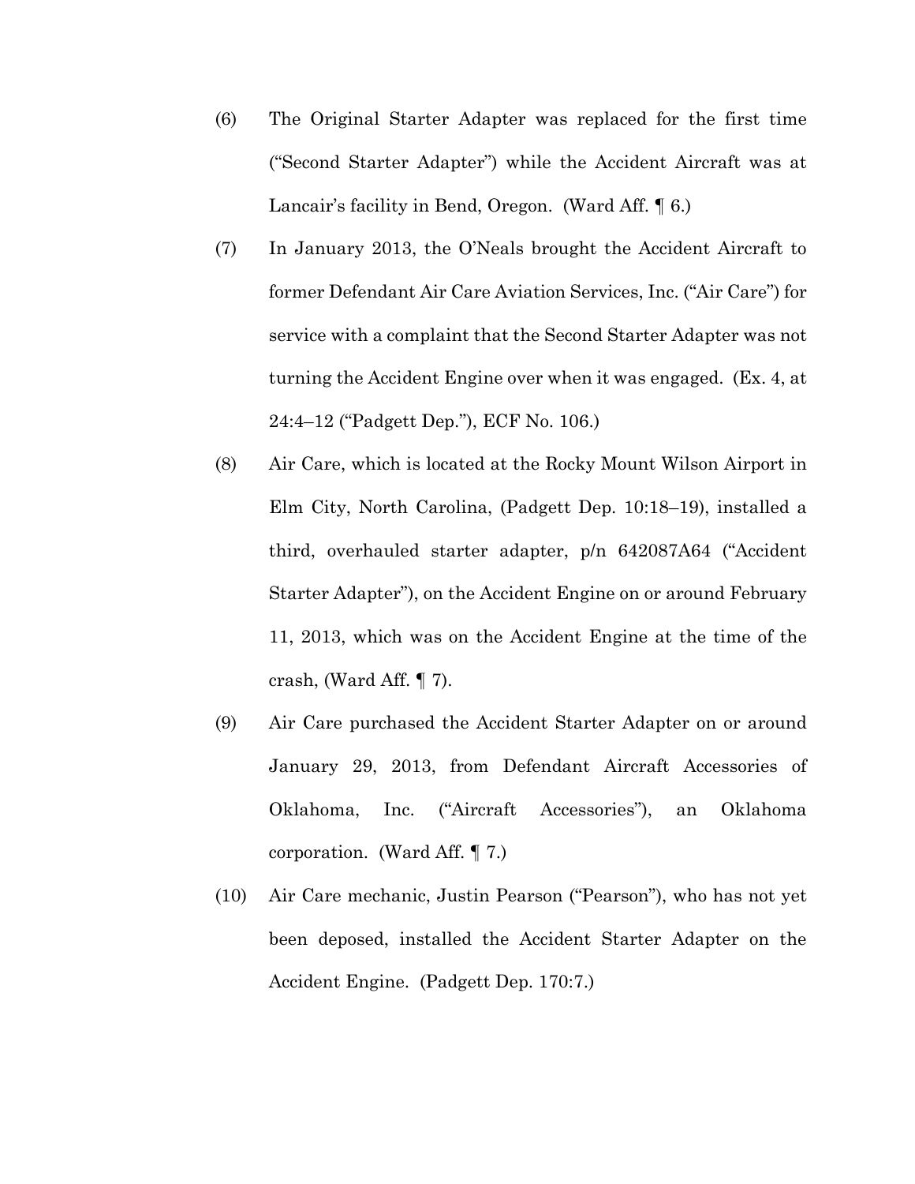(6) The Original Starter Adapter was replaced for the first time ("Second Starter Adapter") while the Accident Aircraft was at Lancair's facility in Bend, Oregon. (Ward Aff. ¶ 6.)

(7) In January 2013, the O'Neals brought the Accident Aircraft to former Defendant Air Care Aviation Services, Inc. ("Air Care") for service with a complaint that the Second Starter Adapter was not turning the Accident Engine over when it was engaged. (Ex. 4, at 24:4–12 ("Padgett Dep."), ECF No. 106.)

(8) Air Care, which is located at the Rocky Mount Wilson Airport in Elm City, North Carolina, (Padgett Dep. 10:18–19), installed a third, overhauled starter adapter, p/n 642087A64 ("Accident Starter Adapter"), on the Accident Engine on or around February 11, 2013, which was on the Accident Engine at the time of the crash, (Ward Aff. ¶ 7).

(9) Air Care purchased the Accident Starter Adapter on or around January 29, 2013, from Defendant Aircraft Accessories of Oklahoma, Inc. ("Aircraft Accessories"), an Oklahoma corporation. (Ward Aff. ¶ 7.)

(10) Air Care mechanic, Justin Pearson ("Pearson"), who has not yet been deposed, installed the Accident Starter Adapter on the Accident Engine. (Padgett Dep. 170:7.)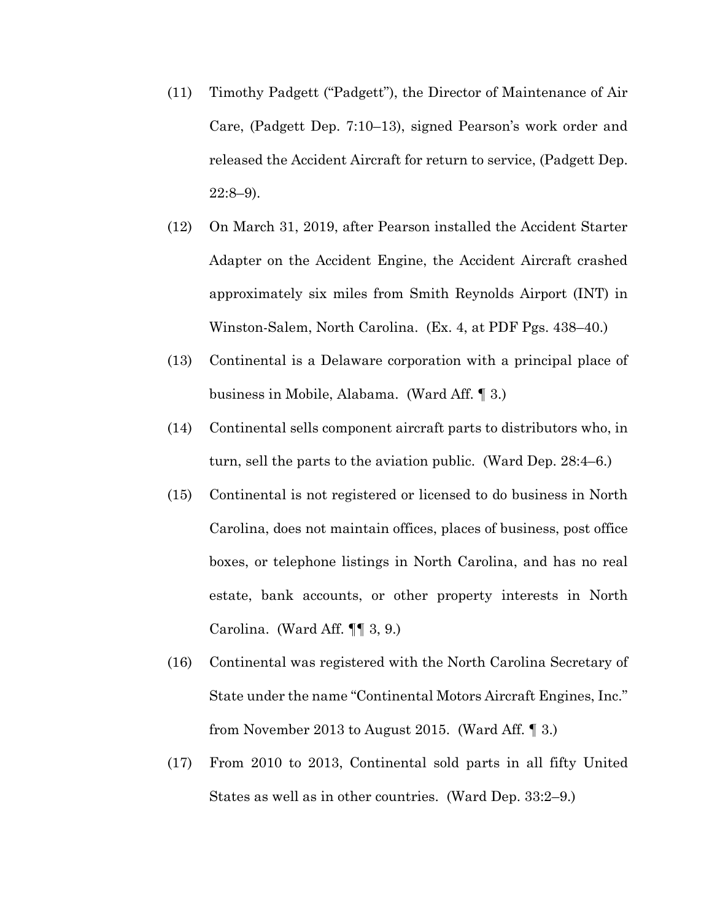(11) Timothy Padgett ("Padgett"), the Director of Maintenance of Air Care, (Padgett Dep. 7:10–13), signed Pearson's work order and released the Accident Aircraft for return to service, (Padgett Dep. 22:8–9).

(12) On March 31, 2019, after Pearson installed the Accident Starter Adapter on the Accident Engine, the Accident Aircraft crashed approximately six miles from Smith Reynolds Airport (INT) in Winston-Salem, North Carolina. (Ex. 4, at PDF Pgs. 438–40.)

(13) Continental is a Delaware corporation with a principal place of business in Mobile, Alabama. (Ward Aff. ¶ 3.)

(14) Continental sells component aircraft parts to distributors who, in turn, sell the parts to the aviation public. (Ward Dep. 28:4–6.)

(15) Continental is not registered or licensed to do business in North Carolina, does not maintain offices, places of business, post office boxes, or telephone listings in North Carolina, and has no real estate, bank accounts, or other property interests in North Carolina. (Ward Aff. ¶¶ 3, 9.)

(16) Continental was registered with the North Carolina Secretary of State under the name "Continental Motors Aircraft Engines, Inc." from November 2013 to August 2015. (Ward Aff. ¶ 3.)

(17) From 2010 to 2013, Continental sold parts in all fifty United States as well as in other countries. (Ward Dep. 33:2–9.)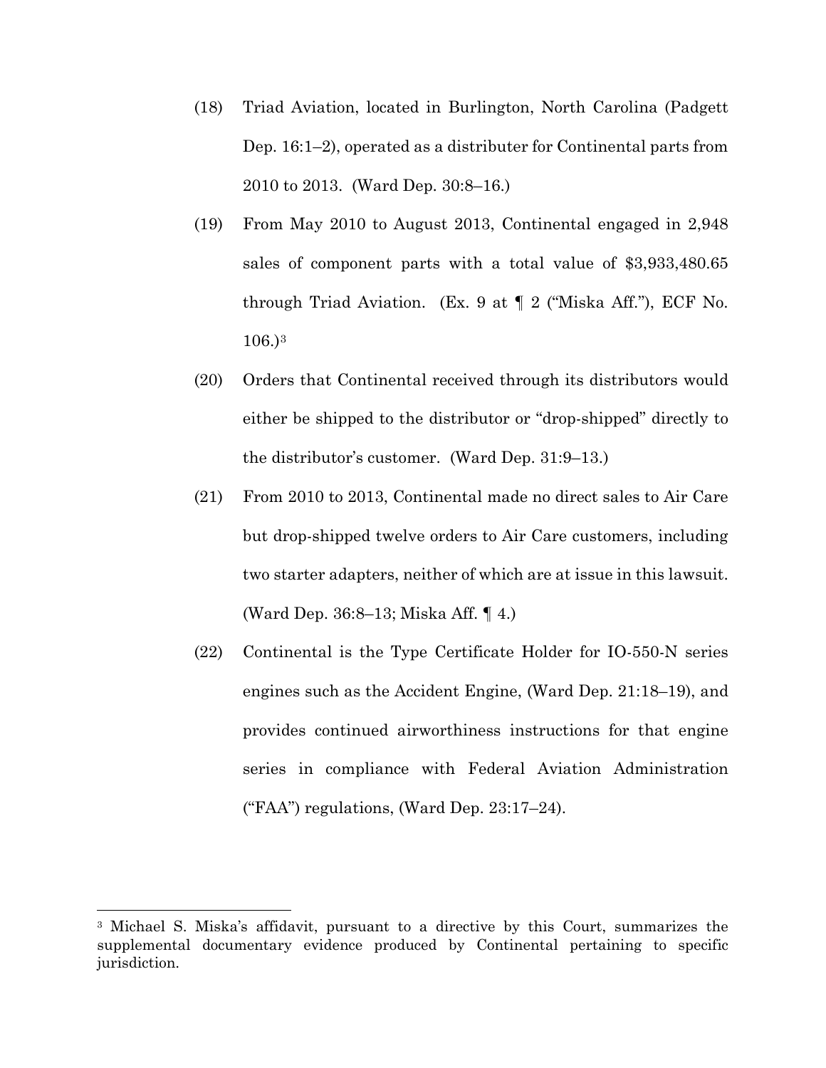(18) Triad Aviation, located in Burlington, North Carolina (Padgett Dep. 16:1–2), operated as a distributer for Continental parts from 2010 to 2013. (Ward Dep. 30:8–16.)

(19) From May 2010 to August 2013, Continental engaged in 2,948 sales of component parts with a total value of $3,933,480.65 through Triad Aviation. (Ex. 9 at ¶ 2 ("Miska Aff."), ECF No. 106.)[3]

(20) Orders that Continental received through its distributors would either be shipped to the distributor or "drop-shipped" directly to the distributor's customer. (Ward Dep. 31:9–13.)

(21) From 2010 to 2013, Continental made no direct sales to Air Care but drop-shipped twelve orders to Air Care customers, including two starter adapters, neither of which are at issue in this lawsuit. (Ward Dep. 36:8–13; Miska Aff. ¶ 4.)

(22) Continental is the Type Certificate Holder for IO-550-N series engines such as the Accident Engine, (Ward Dep. 21:18–19), and provides continued airworthiness instructions for that engine series in compliance with Federal Aviation Administration ("FAA") regulations, (Ward Dep. 23:17–24).

---

[3] Michael S. Miska's affidavit, pursuant to a directive by this Court, summarizes the supplemental documentary evidence produced by Continental pertaining to specific jurisdiction.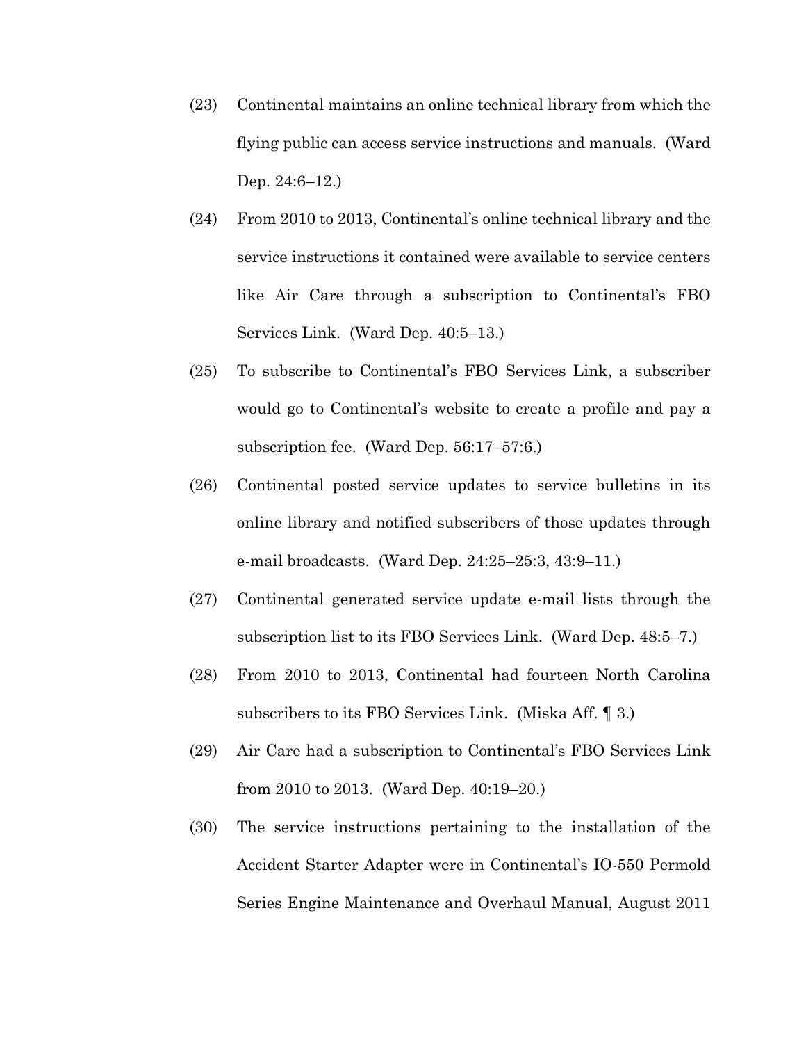(23) Continental maintains an online technical library from which the flying public can access service instructions and manuals. (Ward Dep. 24:6–12.)

(24) From 2010 to 2013, Continental's online technical library and the service instructions it contained were available to service centers like Air Care through a subscription to Continental's FBO Services Link. (Ward Dep. 40:5–13.)

(25) To subscribe to Continental's FBO Services Link, a subscriber would go to Continental's website to create a profile and pay a subscription fee. (Ward Dep. 56:17–57:6.)

(26) Continental posted service updates to service bulletins in its online library and notified subscribers of those updates through e-mail broadcasts. (Ward Dep. 24:25–25:3, 43:9–11.)

(27) Continental generated service update e-mail lists through the subscription list to its FBO Services Link. (Ward Dep. 48:5–7.)

(28) From 2010 to 2013, Continental had fourteen North Carolina subscribers to its FBO Services Link. (Miska Aff. ¶ 3.)

(29) Air Care had a subscription to Continental's FBO Services Link from 2010 to 2013. (Ward Dep. 40:19–20.)

(30) The service instructions pertaining to the installation of the Accident Starter Adapter were in Continental's IO-550 Permold Series Engine Maintenance and Overhaul Manual, August 2011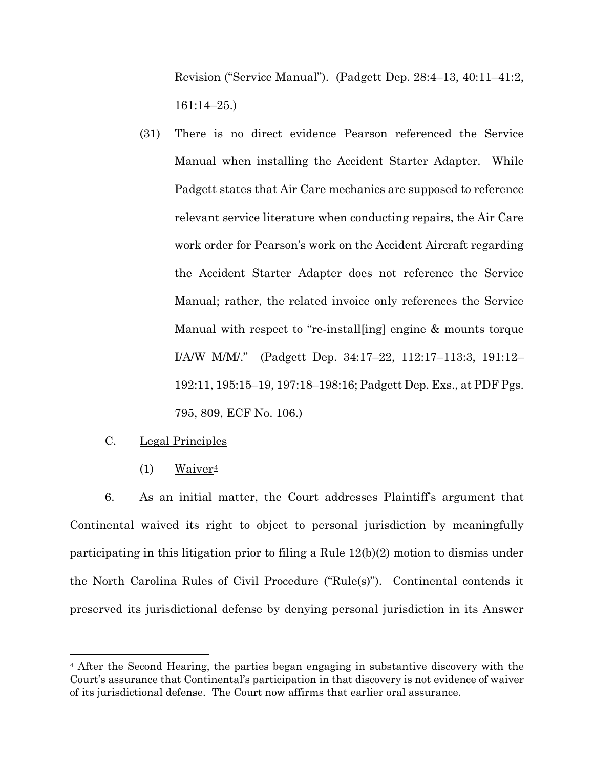Revision ("Service Manual"). (Padgett Dep. 28:4–13, 40:11–41:2, 161:14–25.)

(31) There is no direct evidence Pearson referenced the Service Manual when installing the Accident Starter Adapter. While Padgett states that Air Care mechanics are supposed to reference relevant service literature when conducting repairs, the Air Care work order for Pearson's work on the Accident Aircraft regarding the Accident Starter Adapter does not reference the Service Manual; rather, the related invoice only references the Service Manual with respect to "re-install[ing] engine & mounts torque I/A/W M/M/." (Padgett Dep. 34:17–22, 112:17–113:3, 191:12–192:11, 195:15–19, 197:18–198:16; Padgett Dep. Exs., at PDF Pgs. 795, 809, ECF No. 106.)

C. <u>Legal Principles</u>

(1) <u>Waiver</u>[4]

6. As an initial matter, the Court addresses Plaintiff's argument that Continental waived its right to object to personal jurisdiction by meaningfully participating in this litigation prior to filing a Rule 12(b)(2) motion to dismiss under the North Carolina Rules of Civil Procedure ("Rule(s)"). Continental contends it preserved its jurisdictional defense by denying personal jurisdiction in its Answer

---

[4] After the Second Hearing, the parties began engaging in substantive discovery with the Court's assurance that Continental's participation in that discovery is not evidence of waiver of its jurisdictional defense. The Court now affirms that earlier oral assurance.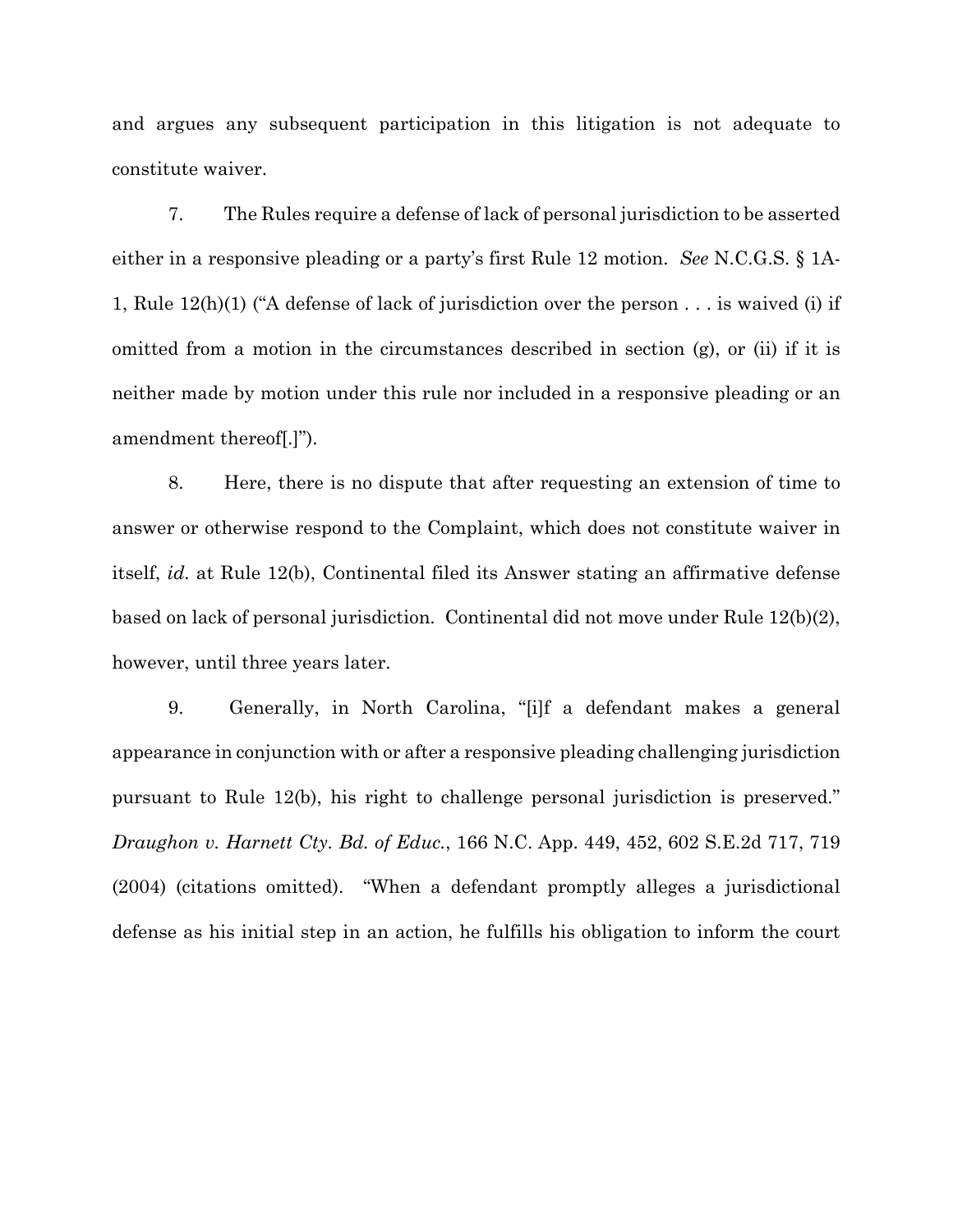and argues any subsequent participation in this litigation is not adequate to constitute waiver.

7. The Rules require a defense of lack of personal jurisdiction to be asserted either in a responsive pleading or a party's first Rule 12 motion. *See* N.C.G.S. § 1A-1, Rule 12(h)(1) ("A defense of lack of jurisdiction over the person . . . is waived (i) if omitted from a motion in the circumstances described in section (g), or (ii) if it is neither made by motion under this rule nor included in a responsive pleading or an amendment thereof[.]").

8. Here, there is no dispute that after requesting an extension of time to answer or otherwise respond to the Complaint, which does not constitute waiver in itself, *id.* at Rule 12(b), Continental filed its Answer stating an affirmative defense based on lack of personal jurisdiction. Continental did not move under Rule 12(b)(2), however, until three years later.

9. Generally, in North Carolina, "[i]f a defendant makes a general appearance in conjunction with or after a responsive pleading challenging jurisdiction pursuant to Rule 12(b), his right to challenge personal jurisdiction is preserved." *Draughon v. Harnett Cty. Bd. of Educ.*, 166 N.C. App. 449, 452, 602 S.E.2d 717, 719 (2004) (citations omitted). "When a defendant promptly alleges a jurisdictional defense as his initial step in an action, he fulfills his obligation to inform the court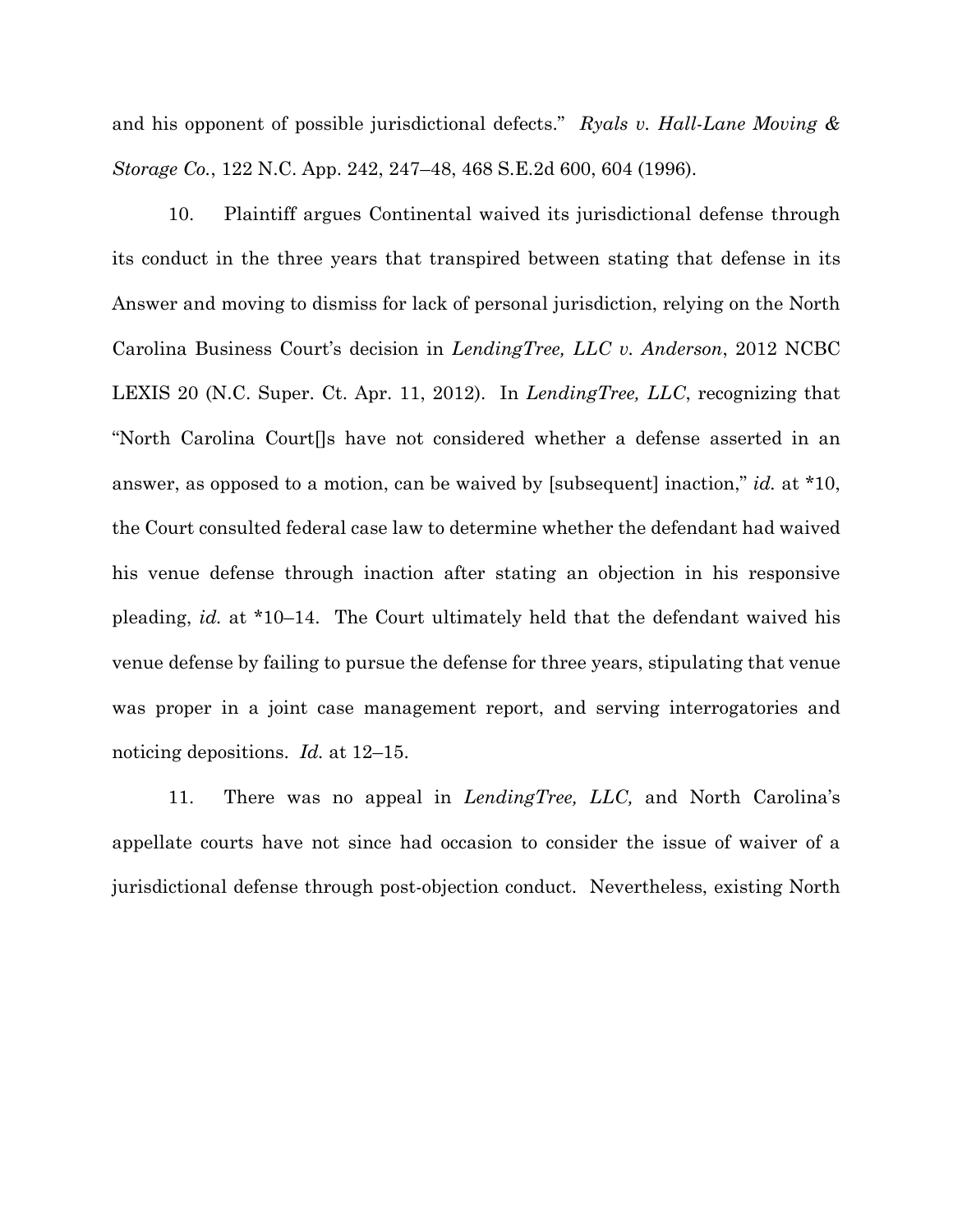and his opponent of possible jurisdictional defects." *Ryals v. Hall-Lane Moving & Storage Co.*, 122 N.C. App. 242, 247–48, 468 S.E.2d 600, 604 (1996).

10. Plaintiff argues Continental waived its jurisdictional defense through its conduct in the three years that transpired between stating that defense in its Answer and moving to dismiss for lack of personal jurisdiction, relying on the North Carolina Business Court's decision in *LendingTree, LLC v. Anderson*, 2012 NCBC LEXIS 20 (N.C. Super. Ct. Apr. 11, 2012). In *LendingTree, LLC*, recognizing that "North Carolina Court[]s have not considered whether a defense asserted in an answer, as opposed to a motion, can be waived by [subsequent] inaction," *id.* at *10, the Court consulted federal case law to determine whether the defendant had waived his venue defense through inaction after stating an objection in his responsive pleading, *id.* at *10–14. The Court ultimately held that the defendant waived his venue defense by failing to pursue the defense for three years, stipulating that venue was proper in a joint case management report, and serving interrogatories and noticing depositions. *Id.* at 12–15.

11. There was no appeal in *LendingTree, LLC,* and North Carolina's appellate courts have not since had occasion to consider the issue of waiver of a jurisdictional defense through post-objection conduct. Nevertheless, existing North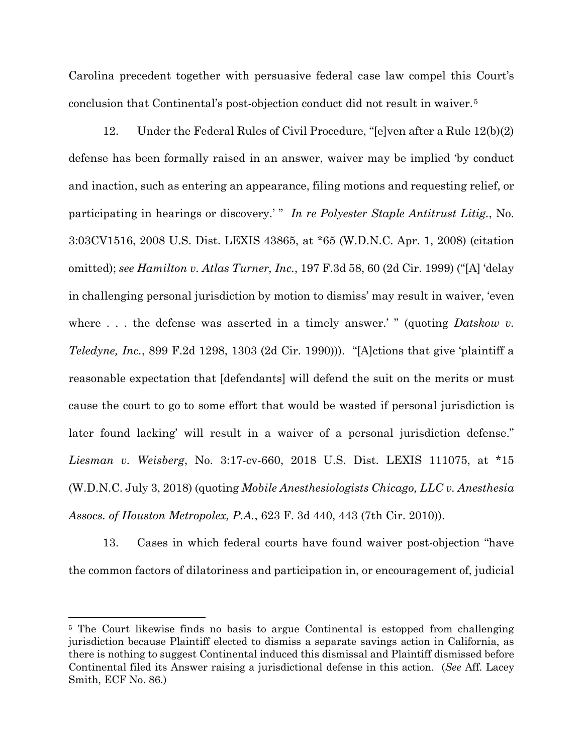Carolina precedent together with persuasive federal case law compel this Court's conclusion that Continental's post-objection conduct did not result in waiver.[5]

12. Under the Federal Rules of Civil Procedure, "[e]ven after a Rule 12(b)(2) defense has been formally raised in an answer, waiver may be implied 'by conduct and inaction, such as entering an appearance, filing motions and requesting relief, or participating in hearings or discovery.' " *In re Polyester Staple Antitrust Litig.*, No. 3:03CV1516, 2008 U.S. Dist. LEXIS 43865, at *65 (W.D.N.C. Apr. 1, 2008) (citation omitted); *see Hamilton v. Atlas Turner, Inc.*, 197 F.3d 58, 60 (2d Cir. 1999) ("[A] 'delay in challenging personal jurisdiction by motion to dismiss' may result in waiver, 'even where . . . the defense was asserted in a timely answer.' " (quoting *Datskow v. Teledyne, Inc.*, 899 F.2d 1298, 1303 (2d Cir. 1990))). "[A]ctions that give 'plaintiff a reasonable expectation that [defendants] will defend the suit on the merits or must cause the court to go to some effort that would be wasted if personal jurisdiction is later found lacking' will result in a waiver of a personal jurisdiction defense." *Liesman v. Weisberg*, No. 3:17-cv-660, 2018 U.S. Dist. LEXIS 111075, at *15 (W.D.N.C. July 3, 2018) (quoting *Mobile Anesthesiologists Chicago, LLC v. Anesthesia Assocs. of Houston Metropolex, P.A.*, 623 F. 3d 440, 443 (7th Cir. 2010)).

13. Cases in which federal courts have found waiver post-objection "have the common factors of dilatoriness and participation in, or encouragement of, judicial

[5] The Court likewise finds no basis to argue Continental is estopped from challenging jurisdiction because Plaintiff elected to dismiss a separate savings action in California, as there is nothing to suggest Continental induced this dismissal and Plaintiff dismissed before Continental filed its Answer raising a jurisdictional defense in this action. (*See* Aff. Lacey Smith, ECF No. 86.)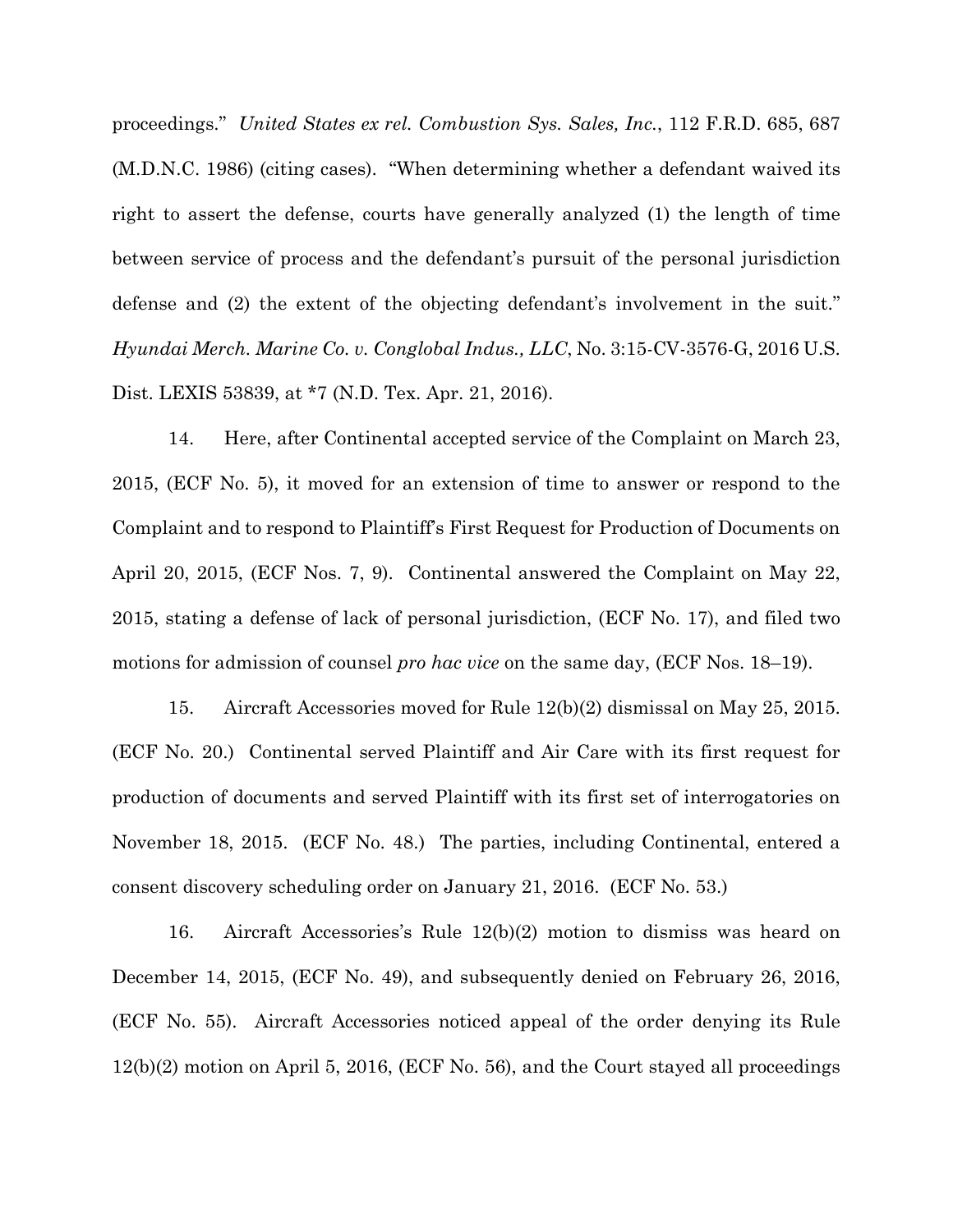proceedings." *United States ex rel. Combustion Sys. Sales, Inc.*, 112 F.R.D. 685, 687 (M.D.N.C. 1986) (citing cases). "When determining whether a defendant waived its right to assert the defense, courts have generally analyzed (1) the length of time between service of process and the defendant's pursuit of the personal jurisdiction defense and (2) the extent of the objecting defendant's involvement in the suit." *Hyundai Merch. Marine Co. v. Conglobal Indus., LLC*, No. 3:15-CV-3576-G, 2016 U.S. Dist. LEXIS 53839, at *7 (N.D. Tex. Apr. 21, 2016).

14. Here, after Continental accepted service of the Complaint on March 23, 2015, (ECF No. 5), it moved for an extension of time to answer or respond to the Complaint and to respond to Plaintiff's First Request for Production of Documents on April 20, 2015, (ECF Nos. 7, 9). Continental answered the Complaint on May 22, 2015, stating a defense of lack of personal jurisdiction, (ECF No. 17), and filed two motions for admission of counsel *pro hac vice* on the same day, (ECF Nos. 18–19).

15. Aircraft Accessories moved for Rule 12(b)(2) dismissal on May 25, 2015. (ECF No. 20.) Continental served Plaintiff and Air Care with its first request for production of documents and served Plaintiff with its first set of interrogatories on November 18, 2015. (ECF No. 48.) The parties, including Continental, entered a consent discovery scheduling order on January 21, 2016. (ECF No. 53.)

16. Aircraft Accessories's Rule 12(b)(2) motion to dismiss was heard on December 14, 2015, (ECF No. 49), and subsequently denied on February 26, 2016, (ECF No. 55). Aircraft Accessories noticed appeal of the order denying its Rule 12(b)(2) motion on April 5, 2016, (ECF No. 56), and the Court stayed all proceedings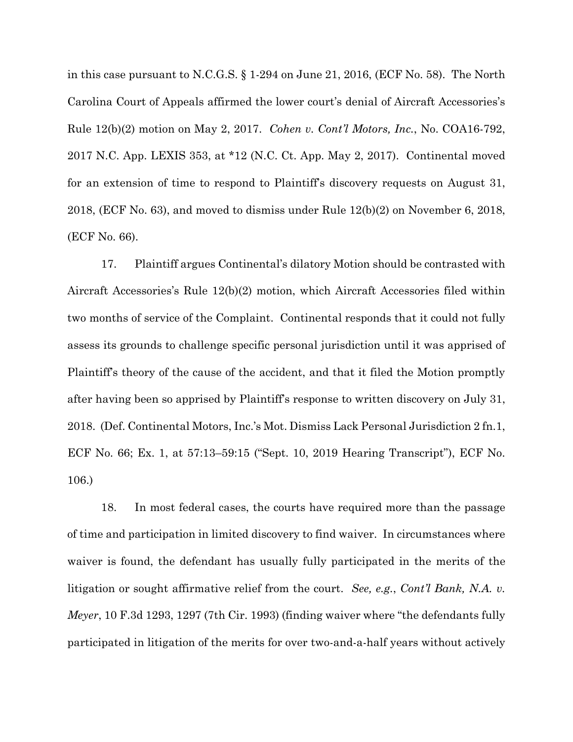in this case pursuant to N.C.G.S. § 1-294 on June 21, 2016, (ECF No. 58). The North Carolina Court of Appeals affirmed the lower court's denial of Aircraft Accessories's Rule 12(b)(2) motion on May 2, 2017. *Cohen v. Cont'l Motors, Inc.*, No. COA16-792, 2017 N.C. App. LEXIS 353, at *12 (N.C. Ct. App. May 2, 2017). Continental moved for an extension of time to respond to Plaintiff's discovery requests on August 31, 2018, (ECF No. 63), and moved to dismiss under Rule 12(b)(2) on November 6, 2018, (ECF No. 66).

17. Plaintiff argues Continental's dilatory Motion should be contrasted with Aircraft Accessories's Rule 12(b)(2) motion, which Aircraft Accessories filed within two months of service of the Complaint. Continental responds that it could not fully assess its grounds to challenge specific personal jurisdiction until it was apprised of Plaintiff's theory of the cause of the accident, and that it filed the Motion promptly after having been so apprised by Plaintiff's response to written discovery on July 31, 2018. (Def. Continental Motors, Inc.'s Mot. Dismiss Lack Personal Jurisdiction 2 fn.1, ECF No. 66; Ex. 1, at 57:13–59:15 ("Sept. 10, 2019 Hearing Transcript"), ECF No. 106.)

18. In most federal cases, the courts have required more than the passage of time and participation in limited discovery to find waiver. In circumstances where waiver is found, the defendant has usually fully participated in the merits of the litigation or sought affirmative relief from the court. *See, e.g.*, *Cont'l Bank, N.A. v. Meyer*, 10 F.3d 1293, 1297 (7th Cir. 1993) (finding waiver where "the defendants fully participated in litigation of the merits for over two-and-a-half years without actively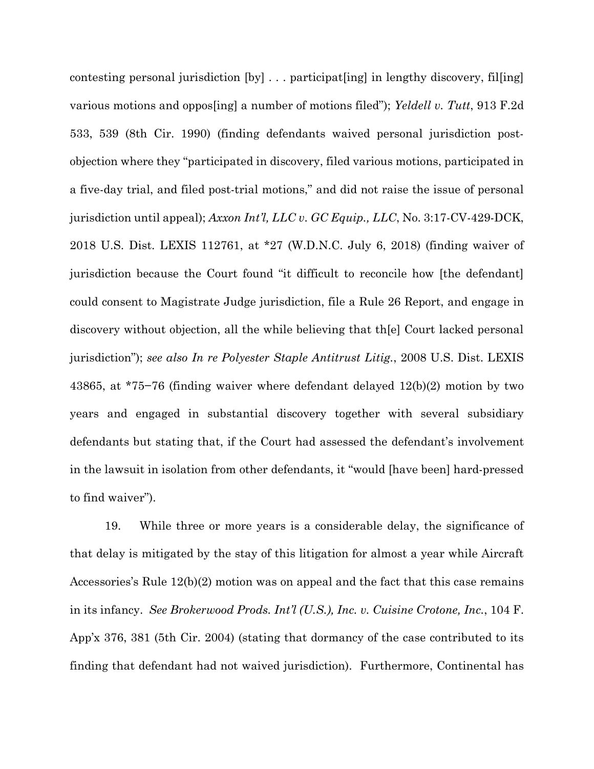contesting personal jurisdiction [by] . . . participat[ing] in lengthy discovery, fil[ing] various motions and oppos[ing] a number of motions filed"); *Yeldell v. Tutt*, 913 F.2d 533, 539 (8th Cir. 1990) (finding defendants waived personal jurisdiction post-objection where they "participated in discovery, filed various motions, participated in a five-day trial, and filed post-trial motions," and did not raise the issue of personal jurisdiction until appeal); *Axxon Int'l, LLC v. GC Equip., LLC*, No. 3:17-CV-429-DCK, 2018 U.S. Dist. LEXIS 112761, at *27 (W.D.N.C. July 6, 2018) (finding waiver of jurisdiction because the Court found "it difficult to reconcile how [the defendant] could consent to Magistrate Judge jurisdiction, file a Rule 26 Report, and engage in discovery without objection, all the while believing that th[e] Court lacked personal jurisdiction"); *see also In re Polyester Staple Antitrust Litig.*, 2008 U.S. Dist. LEXIS 43865, at *75–76 (finding waiver where defendant delayed 12(b)(2) motion by two years and engaged in substantial discovery together with several subsidiary defendants but stating that, if the Court had assessed the defendant's involvement in the lawsuit in isolation from other defendants, it "would [have been] hard-pressed to find waiver").

19. While three or more years is a considerable delay, the significance of that delay is mitigated by the stay of this litigation for almost a year while Aircraft Accessories's Rule 12(b)(2) motion was on appeal and the fact that this case remains in its infancy. *See Brokerwood Prods. Int'l (U.S.), Inc. v. Cuisine Crotone, Inc.*, 104 F. App'x 376, 381 (5th Cir. 2004) (stating that dormancy of the case contributed to its finding that defendant had not waived jurisdiction). Furthermore, Continental has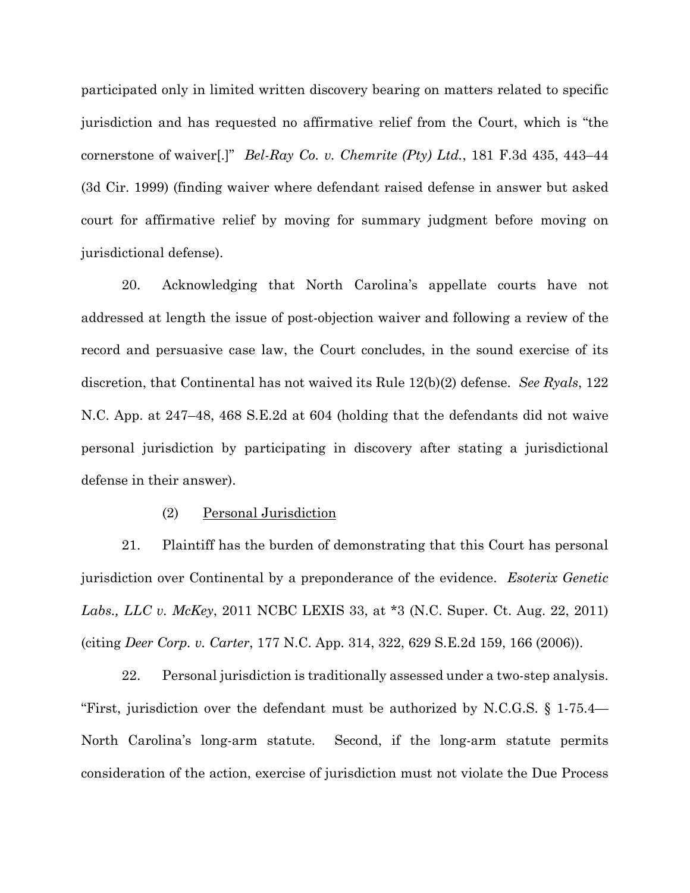participated only in limited written discovery bearing on matters related to specific jurisdiction and has requested no affirmative relief from the Court, which is "the cornerstone of waiver[.]" *Bel-Ray Co. v. Chemrite (Pty) Ltd.*, 181 F.3d 435, 443–44 (3d Cir. 1999) (finding waiver where defendant raised defense in answer but asked court for affirmative relief by moving for summary judgment before moving on jurisdictional defense).

20. Acknowledging that North Carolina's appellate courts have not addressed at length the issue of post-objection waiver and following a review of the record and persuasive case law, the Court concludes, in the sound exercise of its discretion, that Continental has not waived its Rule 12(b)(2) defense. *See Ryals*, 122 N.C. App. at 247–48, 468 S.E.2d at 604 (holding that the defendants did not waive personal jurisdiction by participating in discovery after stating a jurisdictional defense in their answer).

(2) <u>Personal Jurisdiction</u>

21. Plaintiff has the burden of demonstrating that this Court has personal jurisdiction over Continental by a preponderance of the evidence. *Esoterix Genetic Labs., LLC v. McKey*, 2011 NCBC LEXIS 33, at *3 (N.C. Super. Ct. Aug. 22, 2011) (citing *Deer Corp. v. Carter*, 177 N.C. App. 314, 322, 629 S.E.2d 159, 166 (2006)).

22. Personal jurisdiction is traditionally assessed under a two-step analysis. "First, jurisdiction over the defendant must be authorized by N.C.G.S. § 1-75.4—North Carolina's long-arm statute. Second, if the long-arm statute permits consideration of the action, exercise of jurisdiction must not violate the Due Process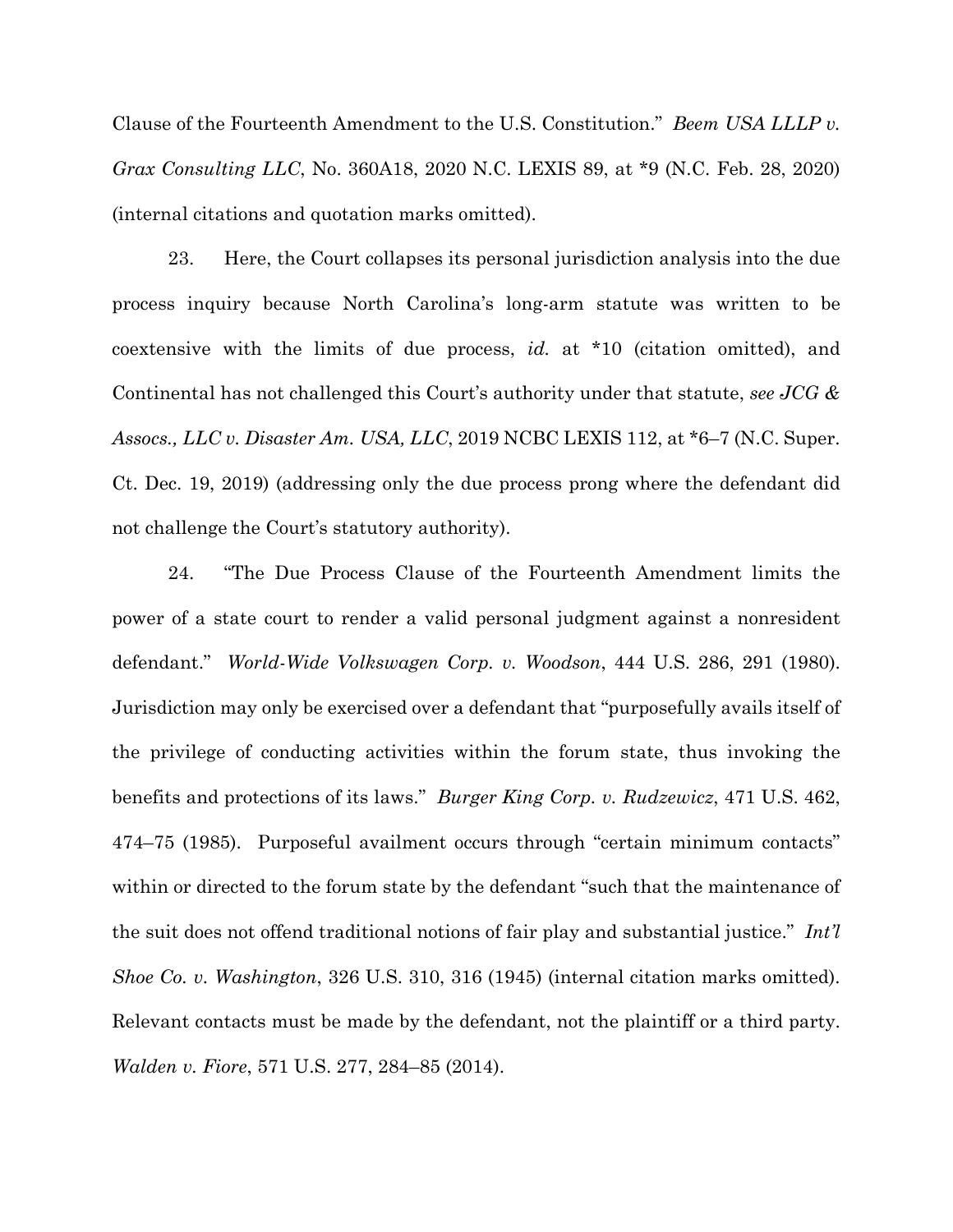Clause of the Fourteenth Amendment to the U.S. Constitution." *Beem USA LLLP v. Grax Consulting LLC*, No. 360A18, 2020 N.C. LEXIS 89, at *9 (N.C. Feb. 28, 2020) (internal citations and quotation marks omitted).

23. Here, the Court collapses its personal jurisdiction analysis into the due process inquiry because North Carolina's long-arm statute was written to be coextensive with the limits of due process, *id.* at *10 (citation omitted), and Continental has not challenged this Court's authority under that statute, *see JCG & Assocs., LLC v. Disaster Am. USA, LLC*, 2019 NCBC LEXIS 112, at *6–7 (N.C. Super. Ct. Dec. 19, 2019) (addressing only the due process prong where the defendant did not challenge the Court's statutory authority).

24. "The Due Process Clause of the Fourteenth Amendment limits the power of a state court to render a valid personal judgment against a nonresident defendant." *World-Wide Volkswagen Corp. v. Woodson*, 444 U.S. 286, 291 (1980). Jurisdiction may only be exercised over a defendant that "purposefully avails itself of the privilege of conducting activities within the forum state, thus invoking the benefits and protections of its laws." *Burger King Corp. v. Rudzewicz*, 471 U.S. 462, 474–75 (1985). Purposeful availment occurs through "certain minimum contacts" within or directed to the forum state by the defendant "such that the maintenance of the suit does not offend traditional notions of fair play and substantial justice." *Int'l Shoe Co. v. Washington*, 326 U.S. 310, 316 (1945) (internal citation marks omitted). Relevant contacts must be made by the defendant, not the plaintiff or a third party. *Walden v. Fiore*, 571 U.S. 277, 284–85 (2014).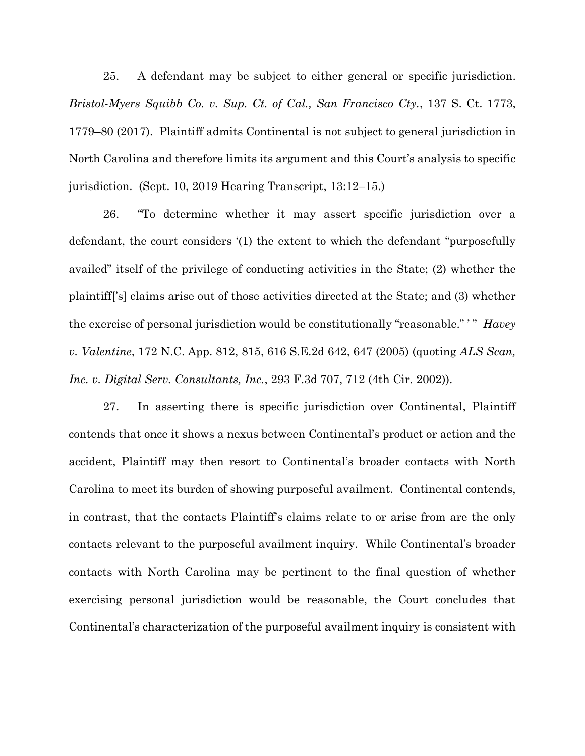25. A defendant may be subject to either general or specific jurisdiction. *Bristol-Myers Squibb Co. v. Sup. Ct. of Cal., San Francisco Cty.*, 137 S. Ct. 1773, 1779–80 (2017). Plaintiff admits Continental is not subject to general jurisdiction in North Carolina and therefore limits its argument and this Court's analysis to specific jurisdiction. (Sept. 10, 2019 Hearing Transcript, 13:12–15.)

26. "To determine whether it may assert specific jurisdiction over a defendant, the court considers '(1) the extent to which the defendant "purposefully availed" itself of the privilege of conducting activities in the State; (2) whether the plaintiff['s] claims arise out of those activities directed at the State; and (3) whether the exercise of personal jurisdiction would be constitutionally "reasonable." ' " *Havey v. Valentine*, 172 N.C. App. 812, 815, 616 S.E.2d 642, 647 (2005) (quoting *ALS Scan, Inc. v. Digital Serv. Consultants, Inc.*, 293 F.3d 707, 712 (4th Cir. 2002)).

27. In asserting there is specific jurisdiction over Continental, Plaintiff contends that once it shows a nexus between Continental's product or action and the accident, Plaintiff may then resort to Continental's broader contacts with North Carolina to meet its burden of showing purposeful availment. Continental contends, in contrast, that the contacts Plaintiff's claims relate to or arise from are the only contacts relevant to the purposeful availment inquiry. While Continental's broader contacts with North Carolina may be pertinent to the final question of whether exercising personal jurisdiction would be reasonable, the Court concludes that Continental's characterization of the purposeful availment inquiry is consistent with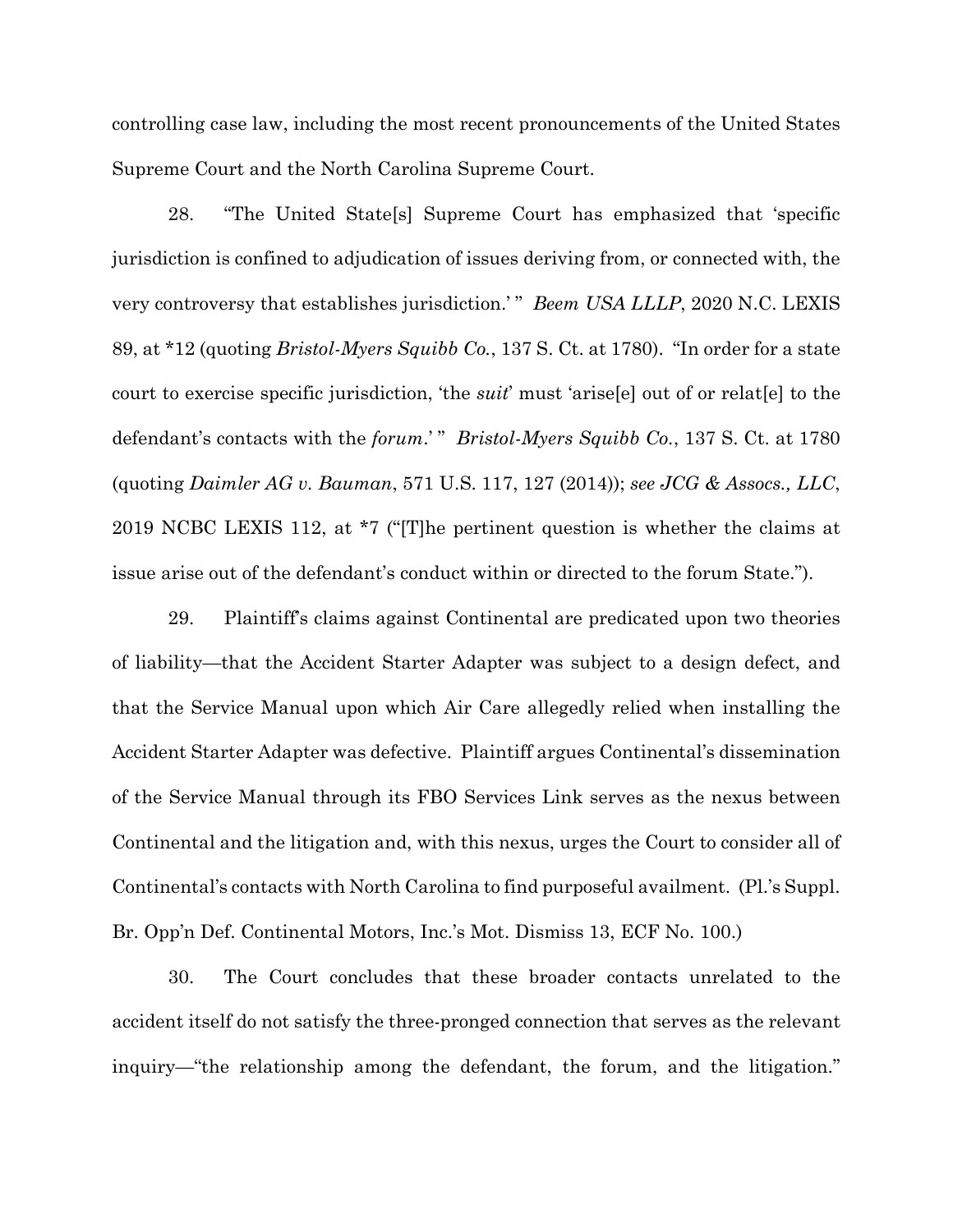controlling case law, including the most recent pronouncements of the United States Supreme Court and the North Carolina Supreme Court.

28. "The United State[s] Supreme Court has emphasized that 'specific jurisdiction is confined to adjudication of issues deriving from, or connected with, the very controversy that establishes jurisdiction.' " *Beem USA LLLP*, 2020 N.C. LEXIS 89, at *12 (quoting *Bristol-Myers Squibb Co.*, 137 S. Ct. at 1780). "In order for a state court to exercise specific jurisdiction, 'the *suit*' must 'arise[e] out of or relat[e] to the defendant's contacts with the *forum*.' " *Bristol-Myers Squibb Co.*, 137 S. Ct. at 1780 (quoting *Daimler AG v. Bauman*, 571 U.S. 117, 127 (2014)); *see JCG & Assocs., LLC*, 2019 NCBC LEXIS 112, at *7 ("[T]he pertinent question is whether the claims at issue arise out of the defendant's conduct within or directed to the forum State.").

29. Plaintiff's claims against Continental are predicated upon two theories of liability—that the Accident Starter Adapter was subject to a design defect, and that the Service Manual upon which Air Care allegedly relied when installing the Accident Starter Adapter was defective. Plaintiff argues Continental's dissemination of the Service Manual through its FBO Services Link serves as the nexus between Continental and the litigation and, with this nexus, urges the Court to consider all of Continental's contacts with North Carolina to find purposeful availment. (Pl.'s Suppl. Br. Opp'n Def. Continental Motors, Inc.'s Mot. Dismiss 13, ECF No. 100.)

30. The Court concludes that these broader contacts unrelated to the accident itself do not satisfy the three-pronged connection that serves as the relevant inquiry—"the relationship among the defendant, the forum, and the litigation."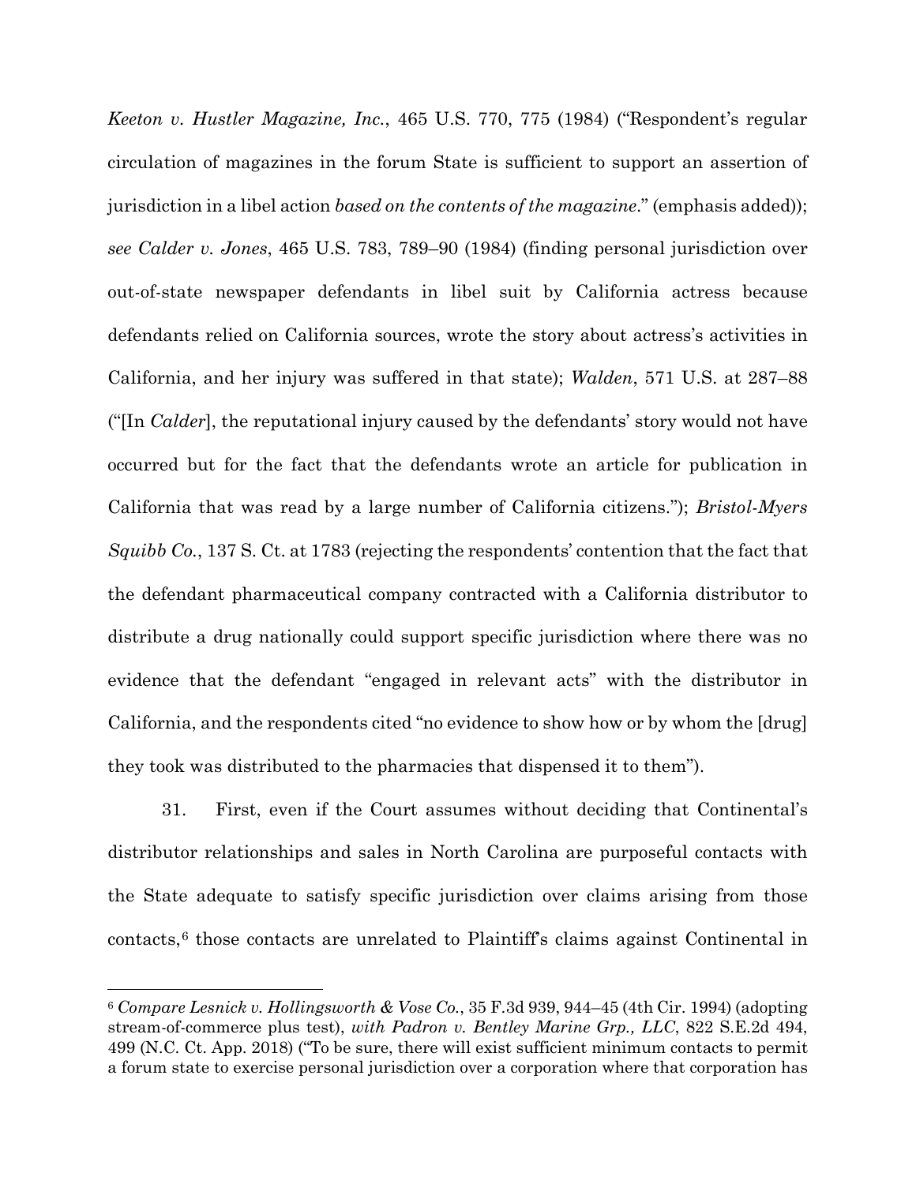*Keeton v. Hustler Magazine, Inc.*, 465 U.S. 770, 775 (1984) ("Respondent's regular circulation of magazines in the forum State is sufficient to support an assertion of jurisdiction in a libel action *based on the contents of the magazine*." (emphasis added)); *see Calder v. Jones*, 465 U.S. 783, 789–90 (1984) (finding personal jurisdiction over out-of-state newspaper defendants in libel suit by California actress because defendants relied on California sources, wrote the story about actress's activities in California, and her injury was suffered in that state); *Walden*, 571 U.S. at 287–88 ("[In *Calder*], the reputational injury caused by the defendants' story would not have occurred but for the fact that the defendants wrote an article for publication in California that was read by a large number of California citizens."); *Bristol-Myers Squibb Co.*, 137 S. Ct. at 1783 (rejecting the respondents' contention that the fact that the defendant pharmaceutical company contracted with a California distributor to distribute a drug nationally could support specific jurisdiction where there was no evidence that the defendant "engaged in relevant acts" with the distributor in California, and the respondents cited "no evidence to show how or by whom the [drug] they took was distributed to the pharmacies that dispensed it to them").

31. First, even if the Court assumes without deciding that Continental's distributor relationships and sales in North Carolina are purposeful contacts with the State adequate to satisfy specific jurisdiction over claims arising from those contacts,[6] those contacts are unrelated to Plaintiff's claims against Continental in

[6] *Compare Lesnick v. Hollingsworth & Vose Co.*, 35 F.3d 939, 944–45 (4th Cir. 1994) (adopting stream-of-commerce plus test), *with Padron v. Bentley Marine Grp., LLC*, 822 S.E.2d 494, 499 (N.C. Ct. App. 2018) ("To be sure, there will exist sufficient minimum contacts to permit a forum state to exercise personal jurisdiction over a corporation where that corporation has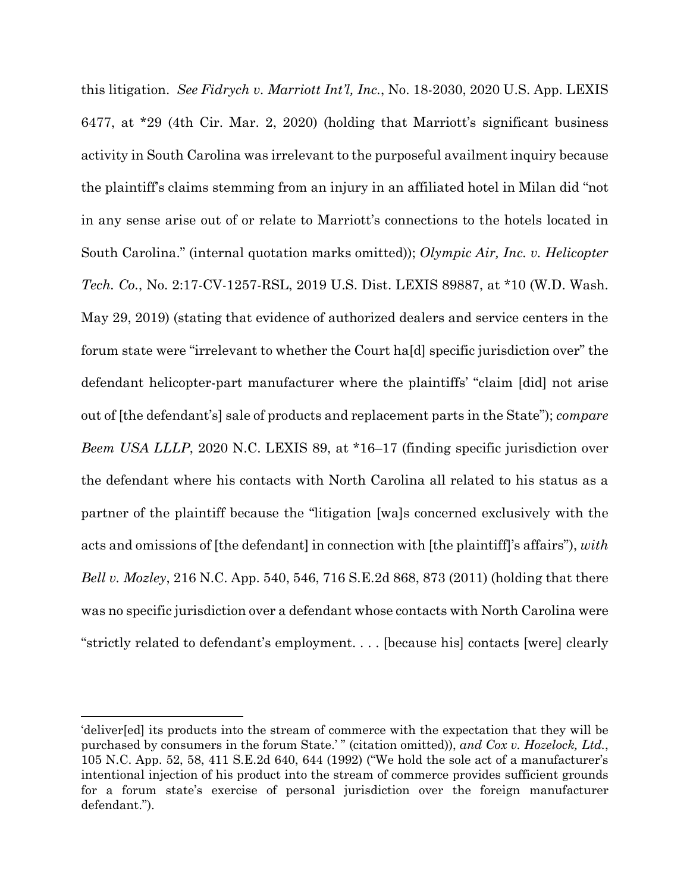this litigation. *See Fidrych v. Marriott Int'l, Inc.*, No. 18-2030, 2020 U.S. App. LEXIS 6477, at *29 (4th Cir. Mar. 2, 2020) (holding that Marriott's significant business activity in South Carolina was irrelevant to the purposeful availment inquiry because the plaintiff's claims stemming from an injury in an affiliated hotel in Milan did "not in any sense arise out of or relate to Marriott's connections to the hotels located in South Carolina." (internal quotation marks omitted)); *Olympic Air, Inc. v. Helicopter Tech. Co.*, No. 2:17-CV-1257-RSL, 2019 U.S. Dist. LEXIS 89887, at *10 (W.D. Wash. May 29, 2019) (stating that evidence of authorized dealers and service centers in the forum state were "irrelevant to whether the Court ha[d] specific jurisdiction over" the defendant helicopter-part manufacturer where the plaintiffs' "claim [did] not arise out of [the defendant's] sale of products and replacement parts in the State"); *compare Beem USA LLLP*, 2020 N.C. LEXIS 89, at *16–17 (finding specific jurisdiction over the defendant where his contacts with North Carolina all related to his status as a partner of the plaintiff because the "litigation [wa]s concerned exclusively with the acts and omissions of [the defendant] in connection with [the plaintiff]'s affairs"), *with Bell v. Mozley*, 216 N.C. App. 540, 546, 716 S.E.2d 868, 873 (2011) (holding that there was no specific jurisdiction over a defendant whose contacts with North Carolina were "strictly related to defendant's employment. . . . [because his] contacts [were] clearly

---

'deliver[ed] its products into the stream of commerce with the expectation that they will be purchased by consumers in the forum State.' " (citation omitted)), *and Cox v. Hozelock, Ltd.*, 105 N.C. App. 52, 58, 411 S.E.2d 640, 644 (1992) ("We hold the sole act of a manufacturer's intentional injection of his product into the stream of commerce provides sufficient grounds for a forum state's exercise of personal jurisdiction over the foreign manufacturer defendant.").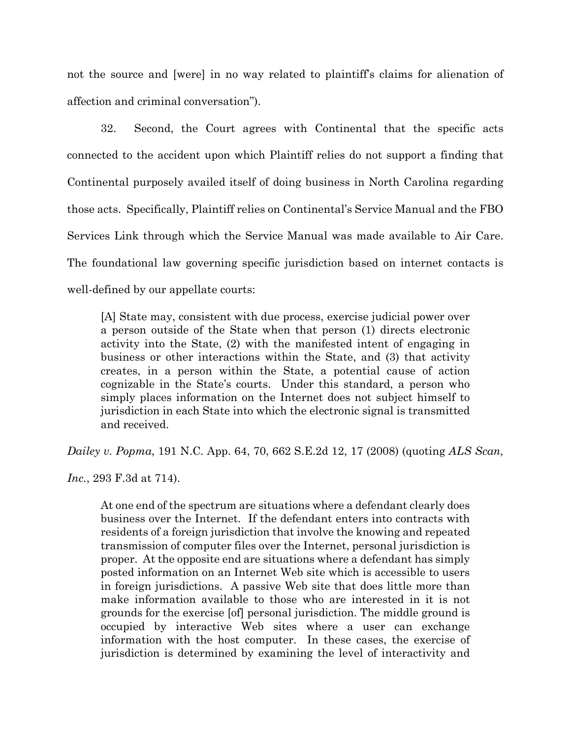not the source and [were] in no way related to plaintiff's claims for alienation of affection and criminal conversation").

32. Second, the Court agrees with Continental that the specific acts connected to the accident upon which Plaintiff relies do not support a finding that Continental purposely availed itself of doing business in North Carolina regarding those acts. Specifically, Plaintiff relies on Continental's Service Manual and the FBO Services Link through which the Service Manual was made available to Air Care. The foundational law governing specific jurisdiction based on internet contacts is well-defined by our appellate courts:

> [A] State may, consistent with due process, exercise judicial power over a person outside of the State when that person (1) directs electronic activity into the State, (2) with the manifested intent of engaging in business or other interactions within the State, and (3) that activity creates, in a person within the State, a potential cause of action cognizable in the State's courts. Under this standard, a person who simply places information on the Internet does not subject himself to jurisdiction in each State into which the electronic signal is transmitted and received.

*Dailey v. Popma*, 191 N.C. App. 64, 70, 662 S.E.2d 12, 17 (2008) (quoting *ALS Scan, Inc.*, 293 F.3d at 714).

> At one end of the spectrum are situations where a defendant clearly does business over the Internet. If the defendant enters into contracts with residents of a foreign jurisdiction that involve the knowing and repeated transmission of computer files over the Internet, personal jurisdiction is proper. At the opposite end are situations where a defendant has simply posted information on an Internet Web site which is accessible to users in foreign jurisdictions. A passive Web site that does little more than make information available to those who are interested in it is not grounds for the exercise [of] personal jurisdiction. The middle ground is occupied by interactive Web sites where a user can exchange information with the host computer. In these cases, the exercise of jurisdiction is determined by examining the level of interactivity and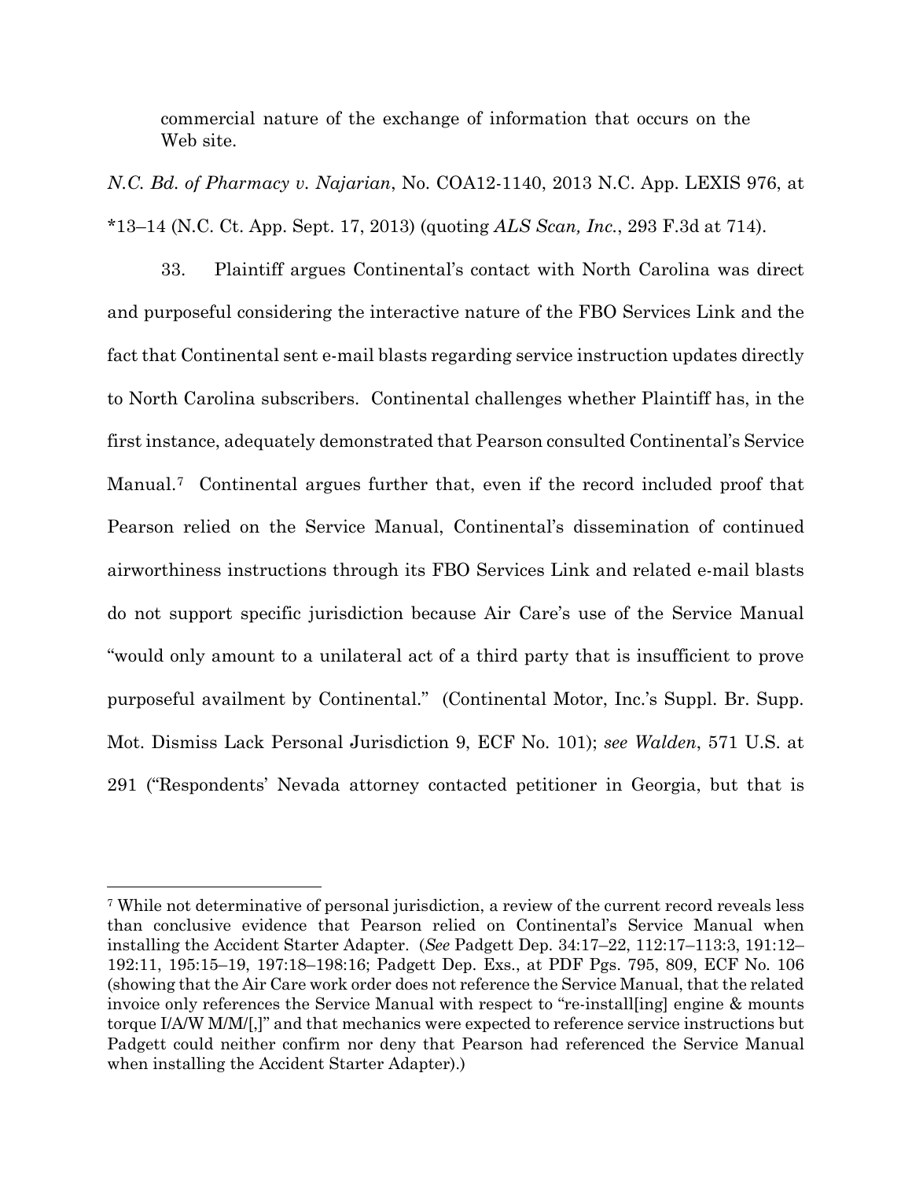> commercial nature of the exchange of information that occurs on the Web site.

*N.C. Bd. of Pharmacy v. Najarian*, No. COA12-1140, 2013 N.C. App. LEXIS 976, at *13–14 (N.C. Ct. App. Sept. 17, 2013) (quoting *ALS Scan, Inc.*, 293 F.3d at 714).

33. Plaintiff argues Continental's contact with North Carolina was direct and purposeful considering the interactive nature of the FBO Services Link and the fact that Continental sent e-mail blasts regarding service instruction updates directly to North Carolina subscribers. Continental challenges whether Plaintiff has, in the first instance, adequately demonstrated that Pearson consulted Continental's Service Manual.[7] Continental argues further that, even if the record included proof that Pearson relied on the Service Manual, Continental's dissemination of continued airworthiness instructions through its FBO Services Link and related e-mail blasts do not support specific jurisdiction because Air Care's use of the Service Manual "would only amount to a unilateral act of a third party that is insufficient to prove purposeful availment by Continental." (Continental Motor, Inc.'s Suppl. Br. Supp. Mot. Dismiss Lack Personal Jurisdiction 9, ECF No. 101); *see Walden*, 571 U.S. at 291 ("Respondents' Nevada attorney contacted petitioner in Georgia, but that is

---

[7] While not determinative of personal jurisdiction, a review of the current record reveals less than conclusive evidence that Pearson relied on Continental's Service Manual when installing the Accident Starter Adapter. (*See* Padgett Dep. 34:17–22, 112:17–113:3, 191:12–192:11, 195:15–19, 197:18–198:16; Padgett Dep. Exs., at PDF Pgs. 795, 809, ECF No. 106 (showing that the Air Care work order does not reference the Service Manual, that the related invoice only references the Service Manual with respect to "re-install[ing] engine & mounts torque I/A/W M/M/[,]" and that mechanics were expected to reference service instructions but Padgett could neither confirm nor deny that Pearson had referenced the Service Manual when installing the Accident Starter Adapter).)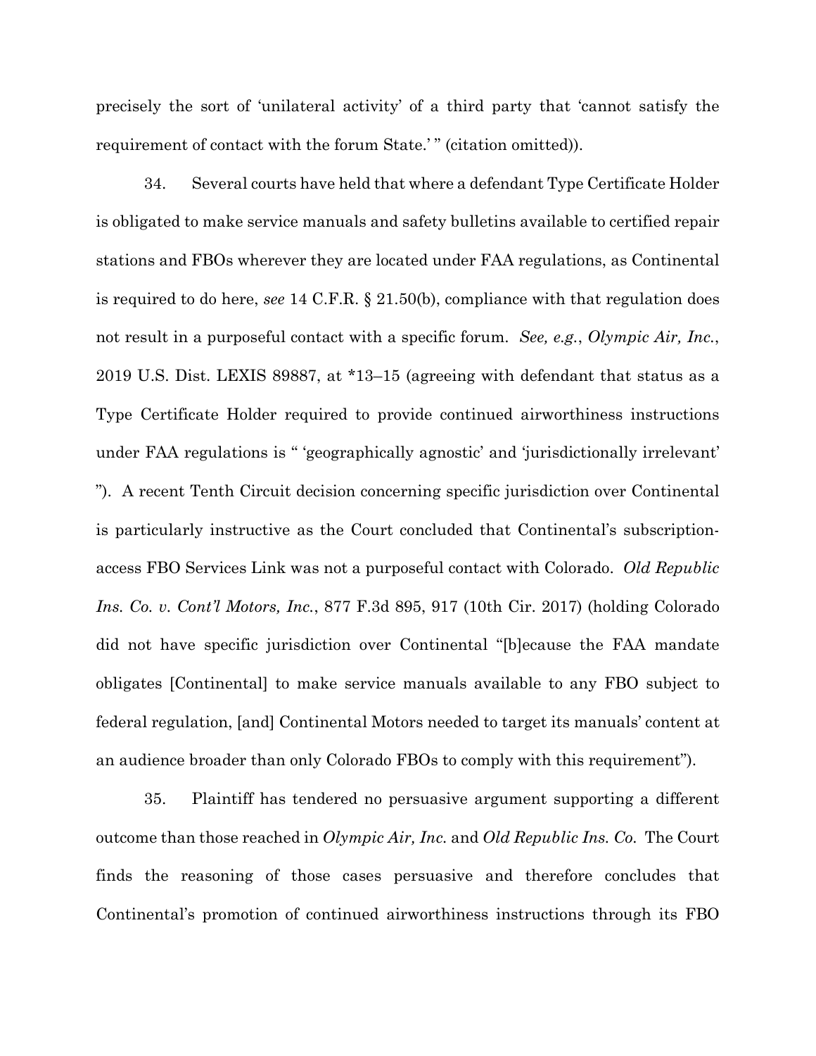precisely the sort of 'unilateral activity' of a third party that 'cannot satisfy the requirement of contact with the forum State.' " (citation omitted)).

34. Several courts have held that where a defendant Type Certificate Holder is obligated to make service manuals and safety bulletins available to certified repair stations and FBOs wherever they are located under FAA regulations, as Continental is required to do here, *see* 14 C.F.R. § 21.50(b), compliance with that regulation does not result in a purposeful contact with a specific forum. *See, e.g.*, *Olympic Air, Inc.*, 2019 U.S. Dist. LEXIS 89887, at *13–15 (agreeing with defendant that status as a Type Certificate Holder required to provide continued airworthiness instructions under FAA regulations is " 'geographically agnostic' and 'jurisdictionally irrelevant' "). A recent Tenth Circuit decision concerning specific jurisdiction over Continental is particularly instructive as the Court concluded that Continental's subscription-access FBO Services Link was not a purposeful contact with Colorado. *Old Republic Ins. Co. v. Cont'l Motors, Inc.*, 877 F.3d 895, 917 (10th Cir. 2017) (holding Colorado did not have specific jurisdiction over Continental "[b]ecause the FAA mandate obligates [Continental] to make service manuals available to any FBO subject to federal regulation, [and] Continental Motors needed to target its manuals' content at an audience broader than only Colorado FBOs to comply with this requirement").

35. Plaintiff has tendered no persuasive argument supporting a different outcome than those reached in *Olympic Air, Inc.* and *Old Republic Ins. Co.* The Court finds the reasoning of those cases persuasive and therefore concludes that Continental's promotion of continued airworthiness instructions through its FBO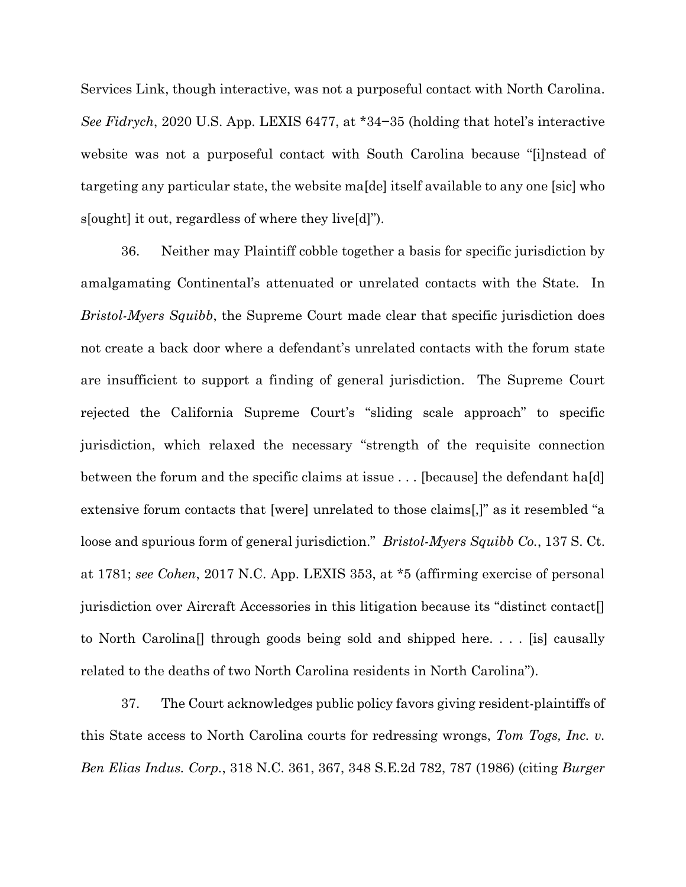Services Link, though interactive, was not a purposeful contact with North Carolina. *See Fidrych*, 2020 U.S. App. LEXIS 6477, at *34–35 (holding that hotel's interactive website was not a purposeful contact with South Carolina because "[i]nstead of targeting any particular state, the website ma[de] itself available to any one [sic] who s[ought] it out, regardless of where they live[d]").

36. Neither may Plaintiff cobble together a basis for specific jurisdiction by amalgamating Continental's attenuated or unrelated contacts with the State. In *Bristol-Myers Squibb*, the Supreme Court made clear that specific jurisdiction does not create a back door where a defendant's unrelated contacts with the forum state are insufficient to support a finding of general jurisdiction. The Supreme Court rejected the California Supreme Court's "sliding scale approach" to specific jurisdiction, which relaxed the necessary "strength of the requisite connection between the forum and the specific claims at issue . . . [because] the defendant ha[d] extensive forum contacts that [were] unrelated to those claims[,]" as it resembled "a loose and spurious form of general jurisdiction." *Bristol-Myers Squibb Co.*, 137 S. Ct. at 1781; *see Cohen*, 2017 N.C. App. LEXIS 353, at *5 (affirming exercise of personal jurisdiction over Aircraft Accessories in this litigation because its "distinct contact[] to North Carolina[] through goods being sold and shipped here. . . . [is] causally related to the deaths of two North Carolina residents in North Carolina").

37. The Court acknowledges public policy favors giving resident-plaintiffs of this State access to North Carolina courts for redressing wrongs, *Tom Togs, Inc. v. Ben Elias Indus. Corp.*, 318 N.C. 361, 367, 348 S.E.2d 782, 787 (1986) (citing *Burger*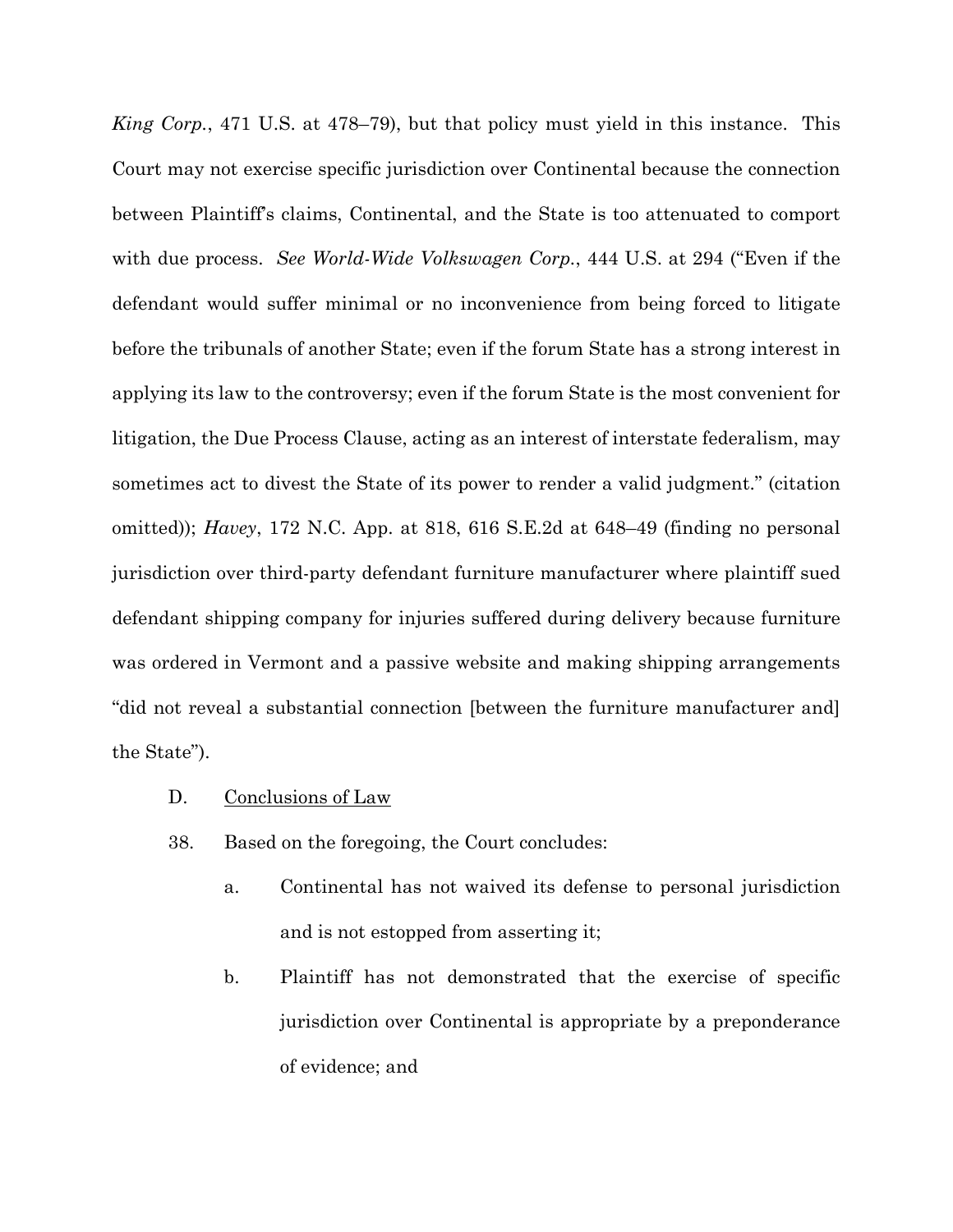*King Corp.*, 471 U.S. at 478–79), but that policy must yield in this instance. This Court may not exercise specific jurisdiction over Continental because the connection between Plaintiff's claims, Continental, and the State is too attenuated to comport with due process. *See World-Wide Volkswagen Corp.*, 444 U.S. at 294 ("Even if the defendant would suffer minimal or no inconvenience from being forced to litigate before the tribunals of another State; even if the forum State has a strong interest in applying its law to the controversy; even if the forum State is the most convenient for litigation, the Due Process Clause, acting as an interest of interstate federalism, may sometimes act to divest the State of its power to render a valid judgment." (citation omitted)); *Havey*, 172 N.C. App. at 818, 616 S.E.2d at 648–49 (finding no personal jurisdiction over third-party defendant furniture manufacturer where plaintiff sued defendant shipping company for injuries suffered during delivery because furniture was ordered in Vermont and a passive website and making shipping arrangements "did not reveal a substantial connection [between the furniture manufacturer and] the State").

D. Conclusions of Law

38. Based on the foregoing, the Court concludes:

a. Continental has not waived its defense to personal jurisdiction and is not estopped from asserting it;

b. Plaintiff has not demonstrated that the exercise of specific jurisdiction over Continental is appropriate by a preponderance of evidence; and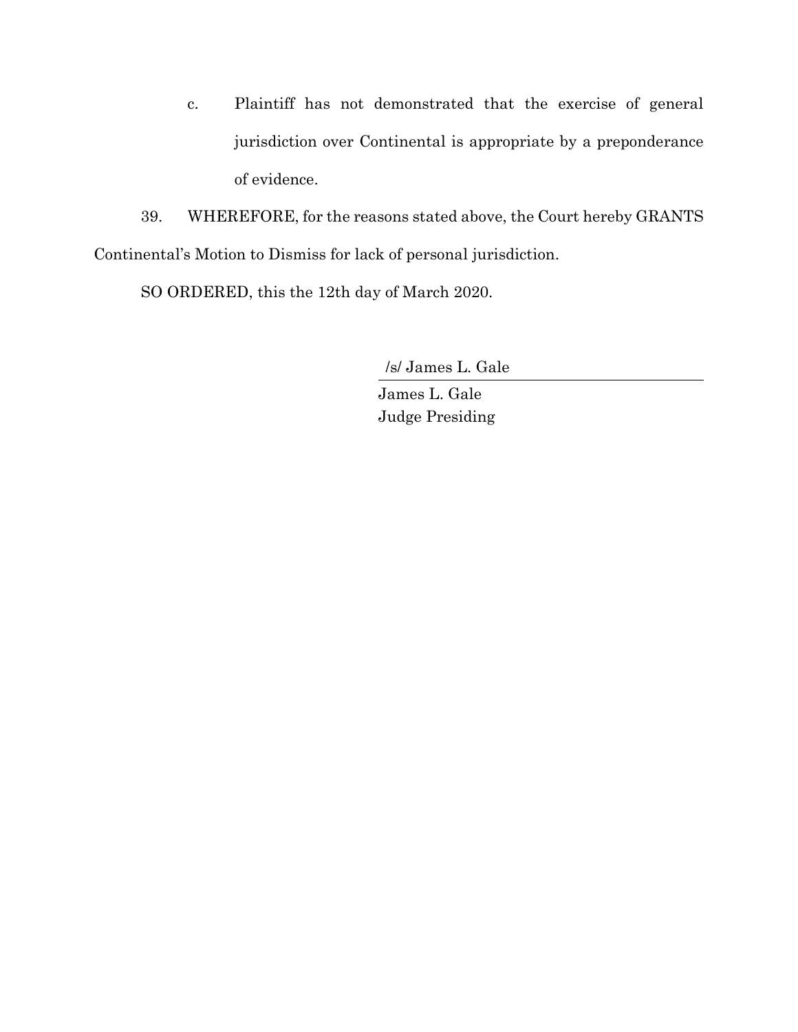c. Plaintiff has not demonstrated that the exercise of general jurisdiction over Continental is appropriate by a preponderance of evidence.

39. WHEREFORE, for the reasons stated above, the Court hereby GRANTS Continental's Motion to Dismiss for lack of personal jurisdiction.

SO ORDERED, this the 12th day of March 2020.

/s/ James L. Gale

James L. Gale
Judge Presiding